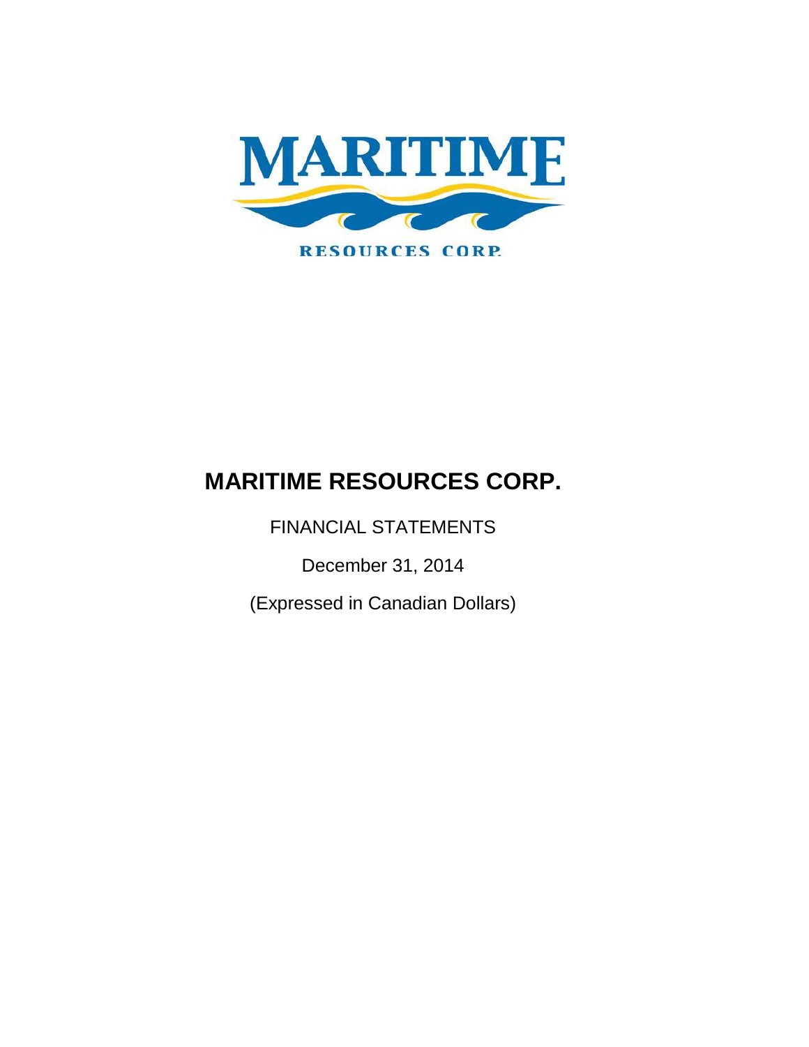# MARITIME RESOURCES CORP.

FINANCIAL STATEMENTS

December 31, 2014

(Expressed in Canadian Dollars)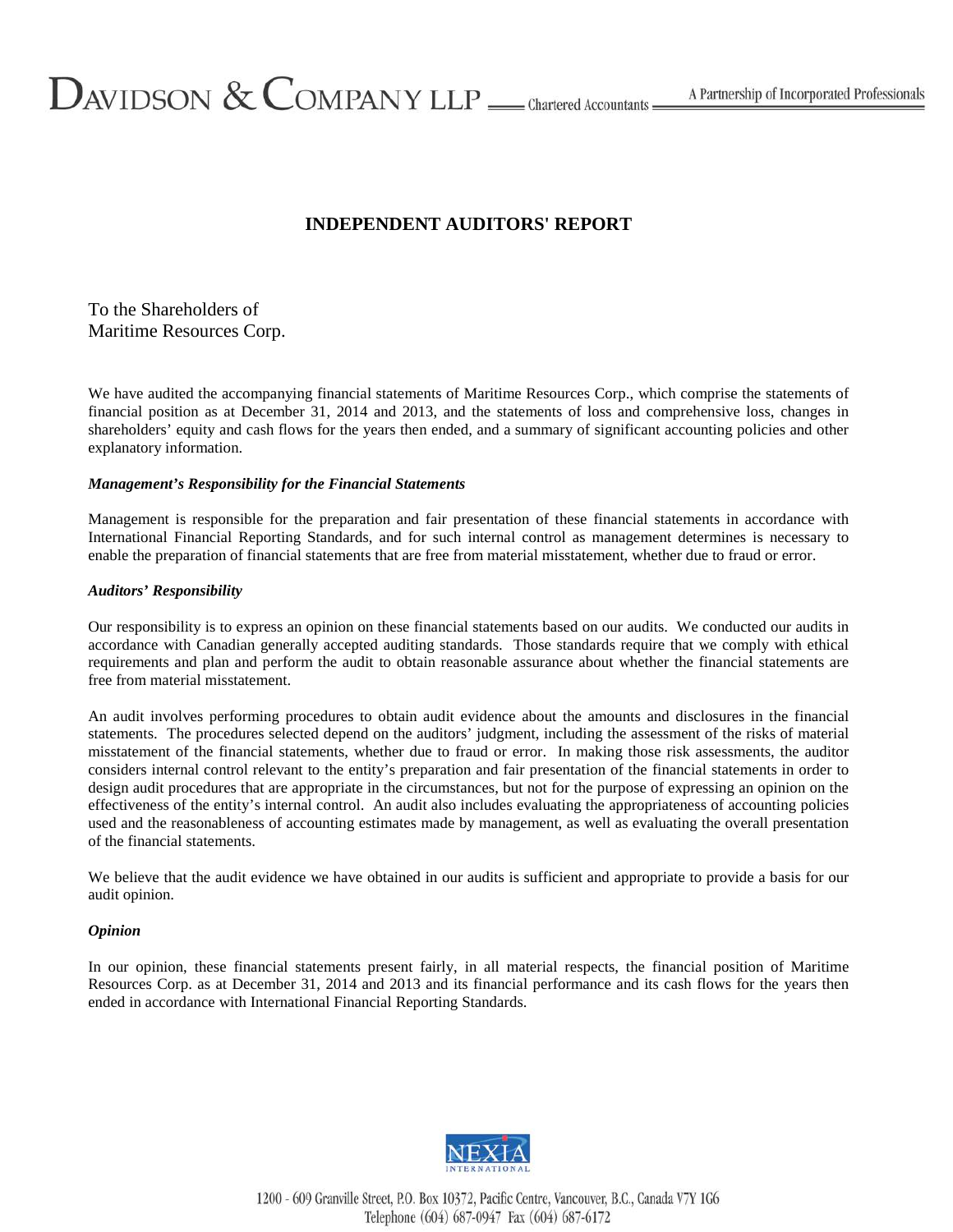# INDEPENDENT AUDITORS' REPORT

To the Shareholders of
Maritime Resources Corp.

We have audited the accompanying financial statements of Maritime Resources Corp., which comprise the statements of financial position as at December 31, 2014 and 2013, and the statements of loss and comprehensive loss, changes in shareholders' equity and cash flows for the years then ended, and a summary of significant accounting policies and other explanatory information.

***Management's Responsibility for the Financial Statements***

Management is responsible for the preparation and fair presentation of these financial statements in accordance with International Financial Reporting Standards, and for such internal control as management determines is necessary to enable the preparation of financial statements that are free from material misstatement, whether due to fraud or error.

***Auditors' Responsibility***

Our responsibility is to express an opinion on these financial statements based on our audits. We conducted our audits in accordance with Canadian generally accepted auditing standards. Those standards require that we comply with ethical requirements and plan and perform the audit to obtain reasonable assurance about whether the financial statements are free from material misstatement.

An audit involves performing procedures to obtain audit evidence about the amounts and disclosures in the financial statements. The procedures selected depend on the auditors' judgment, including the assessment of the risks of material misstatement of the financial statements, whether due to fraud or error. In making those risk assessments, the auditor considers internal control relevant to the entity's preparation and fair presentation of the financial statements in order to design audit procedures that are appropriate in the circumstances, but not for the purpose of expressing an opinion on the effectiveness of the entity's internal control. An audit also includes evaluating the appropriateness of accounting policies used and the reasonableness of accounting estimates made by management, as well as evaluating the overall presentation of the financial statements.

We believe that the audit evidence we have obtained in our audits is sufficient and appropriate to provide a basis for our audit opinion.

***Opinion***

In our opinion, these financial statements present fairly, in all material respects, the financial position of Maritime Resources Corp. as at December 31, 2014 and 2013 and its financial performance and its cash flows for the years then ended in accordance with International Financial Reporting Standards.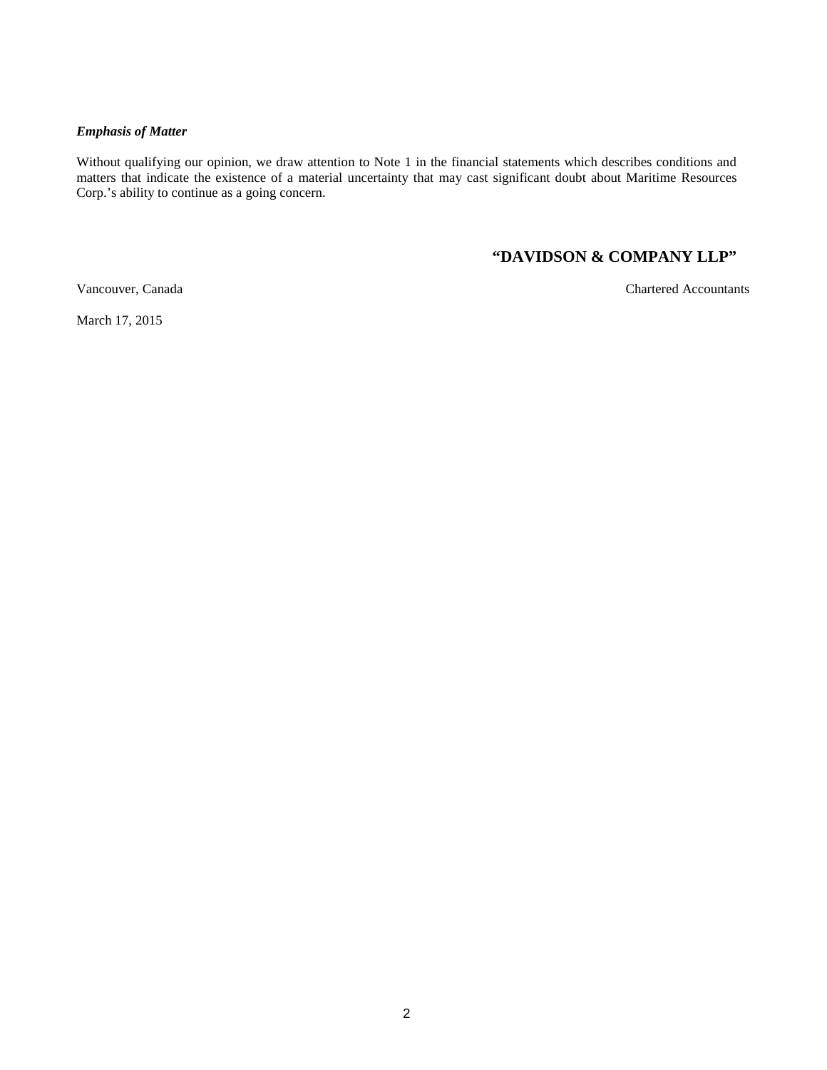***Emphasis of Matter***

Without qualifying our opinion, we draw attention to Note 1 in the financial statements which describes conditions and matters that indicate the existence of a material uncertainty that may cast significant doubt about Maritime Resources Corp.'s ability to continue as a going concern.

**"DAVIDSON & COMPANY LLP"**

Vancouver, Canada

Chartered Accountants

March 17, 2015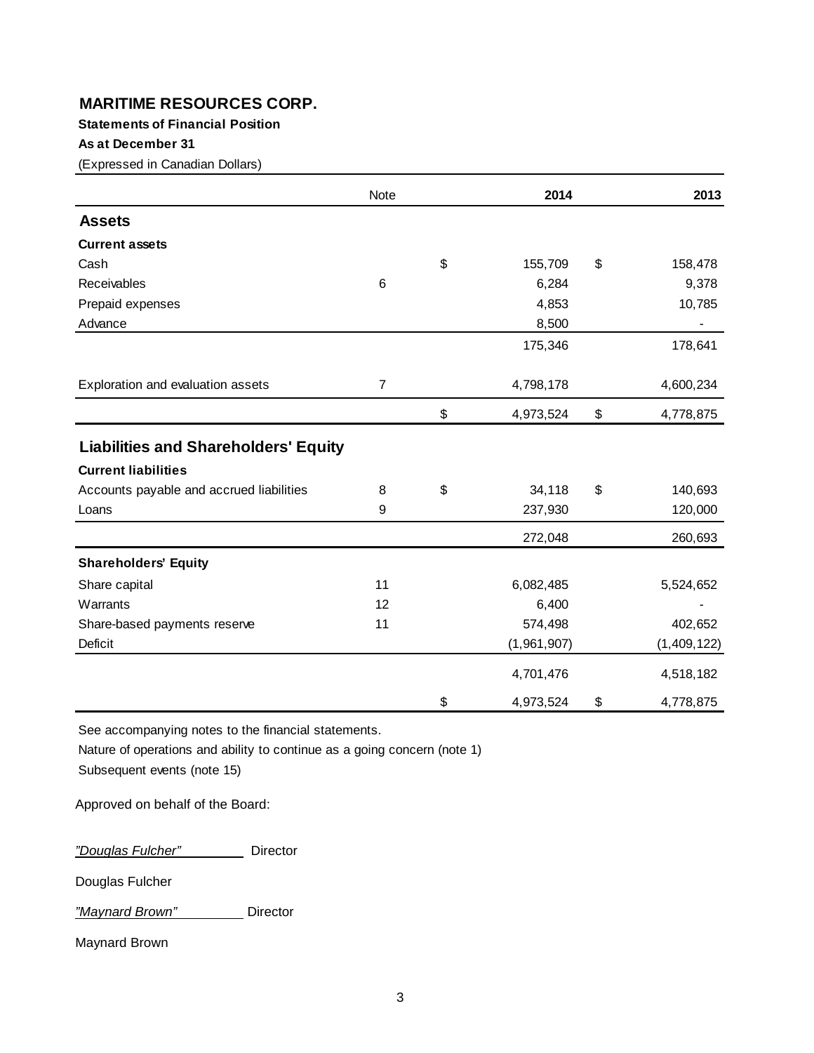# MARITIME RESOURCES CORP.

**Statements of Financial Position**

**As at December 31**

(Expressed in Canadian Dollars)

| | Note | **2014** | **2013** |
|---|---|---|---|
| **Assets** | | | |
| **Current assets** | | | |
| Cash | | $ 155,709 | $ 158,478 |
| Receivables | 6 | 6,284 | 9,378 |
| Prepaid expenses | | 4,853 | 10,785 |
| Advance | | 8,500 | - |
| | | 175,346 | 178,641 |
| Exploration and evaluation assets | 7 | 4,798,178 | 4,600,234 |
| | | $ 4,973,524 | $ 4,778,875 |
| **Liabilities and Shareholders' Equity** | | | |
| **Current liabilities** | | | |
| Accounts payable and accrued liabilities | 8 | $ 34,118 | $ 140,693 |
| Loans | 9 | 237,930 | 120,000 |
| | | 272,048 | 260,693 |
| **Shareholders' Equity** | | | |
| Share capital | 11 | 6,082,485 | 5,524,652 |
| Warrants | 12 | 6,400 | - |
| Share-based payments reserve | 11 | 574,498 | 402,652 |
| Deficit | | (1,961,907) | (1,409,122) |
| | | 4,701,476 | 4,518,182 |
| | | $ 4,973,524 | $ 4,778,875 |

See accompanying notes to the financial statements.

Nature of operations and ability to continue as a going concern (note 1)

Subsequent events (note 15)

Approved on behalf of the Board:

*"Douglas Fulcher"* Director

Douglas Fulcher

*"Maynard Brown"* Director

Maynard Brown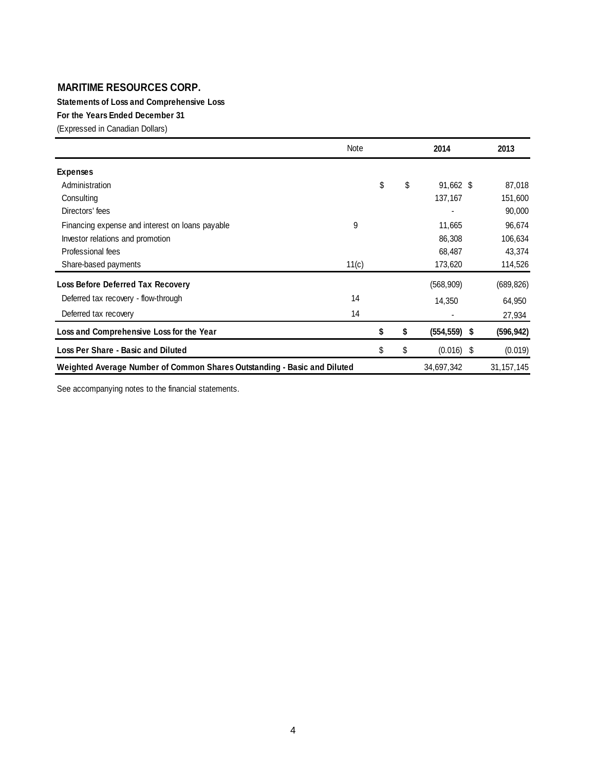**MARITIME RESOURCES CORP.**

**Statements of Loss and Comprehensive Loss**

**For the Years Ended December 31**

(Expressed in Canadian Dollars)

| | Note | | 2014 | 2013 |
|---|---|---|---|---|
| **Expenses** | | | | |
| Administration | | $ | $ 91,662 | $ 87,018 |
| Consulting | | | 137,167 | 151,600 |
| Directors' fees | | | - | 90,000 |
| Financing expense and interest on loans payable | 9 | | 11,665 | 96,674 |
| Investor relations and promotion | | | 86,308 | 106,634 |
| Professional fees | | | 68,487 | 43,374 |
| Share-based payments | 11(c) | | 173,620 | 114,526 |
| **Loss Before Deferred Tax Recovery** | | | (568,909) | (689,826) |
| Deferred tax recovery - flow-through | 14 | | 14,350 | 64,950 |
| Deferred tax recovery | 14 | | - | 27,934 |
| **Loss and Comprehensive Loss for the Year** | | **$** | **$ (554,559)** | **$ (596,942)** |
| **Loss Per Share - Basic and Diluted** | | $ | $ (0.016) | $ (0.019) |
| **Weighted Average Number of Common Shares Outstanding - Basic and Diluted** | | | 34,697,342 | 31,157,145 |

See accompanying notes to the financial statements.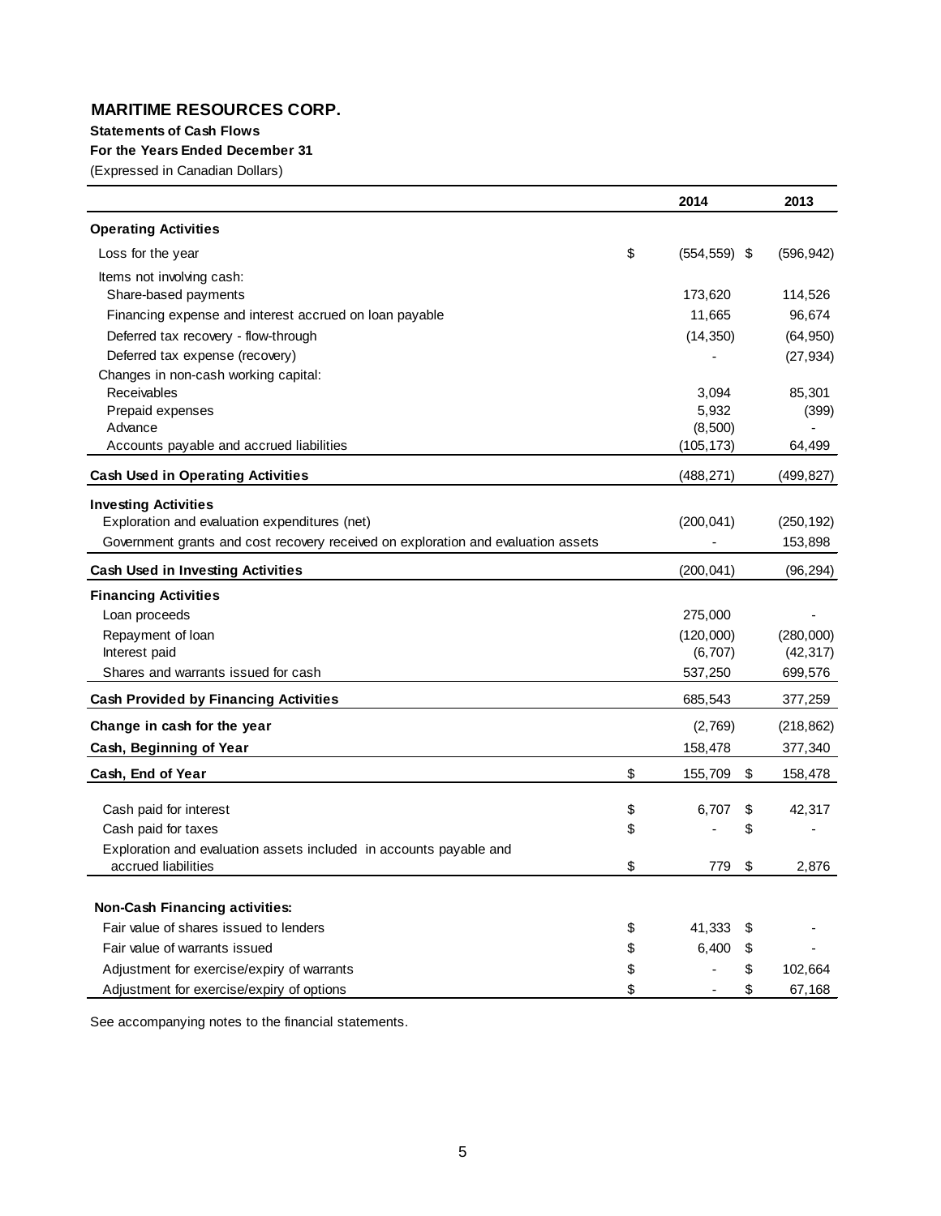# MARITIME RESOURCES CORP.

**Statements of Cash Flows**

**For the Years Ended December 31**

(Expressed in Canadian Dollars)

| | 2014 | 2013 |
|---|---|---|
| **Operating Activities** | | |
| Loss for the year | $ (554,559) | $ (596,942) |
| Items not involving cash: | | |
| Share-based payments | 173,620 | 114,526 |
| Financing expense and interest accrued on loan payable | 11,665 | 96,674 |
| Deferred tax recovery - flow-through | (14,350) | (64,950) |
| Deferred tax expense (recovery) | - | (27,934) |
| Changes in non-cash working capital: | | |
| Receivables | 3,094 | 85,301 |
| Prepaid expenses | 5,932 | (399) |
| Advance | (8,500) | - |
| Accounts payable and accrued liabilities | (105,173) | 64,499 |
| **Cash Used in Operating Activities** | (488,271) | (499,827) |
| **Investing Activities** | | |
| Exploration and evaluation expenditures (net) | (200,041) | (250,192) |
| Government grants and cost recovery received on exploration and evaluation assets | - | 153,898 |
| **Cash Used in Investing Activities** | (200,041) | (96,294) |
| **Financing Activities** | | |
| Loan proceeds | 275,000 | - |
| Repayment of loan | (120,000) | (280,000) |
| Interest paid | (6,707) | (42,317) |
| Shares and warrants issued for cash | 537,250 | 699,576 |
| **Cash Provided by Financing Activities** | 685,543 | 377,259 |
| **Change in cash for the year** | (2,769) | (218,862) |
| **Cash, Beginning of Year** | 158,478 | 377,340 |
| **Cash, End of Year** | $ 155,709 | $ 158,478 |
| | | |
| Cash paid for interest | $ 6,707 | $ 42,317 |
| Cash paid for taxes | $ - | $ - |
| Exploration and evaluation assets included in accounts payable and accrued liabilities | $ 779 | $ 2,876 |
| | | |
| **Non-Cash Financing activities:** | | |
| Fair value of shares issued to lenders | $ 41,333 | $ - |
| Fair value of warrants issued | $ 6,400 | $ - |
| Adjustment for exercise/expiry of warrants | $ - | $ 102,664 |
| Adjustment for exercise/expiry of options | $ - | $ 67,168 |

See accompanying notes to the financial statements.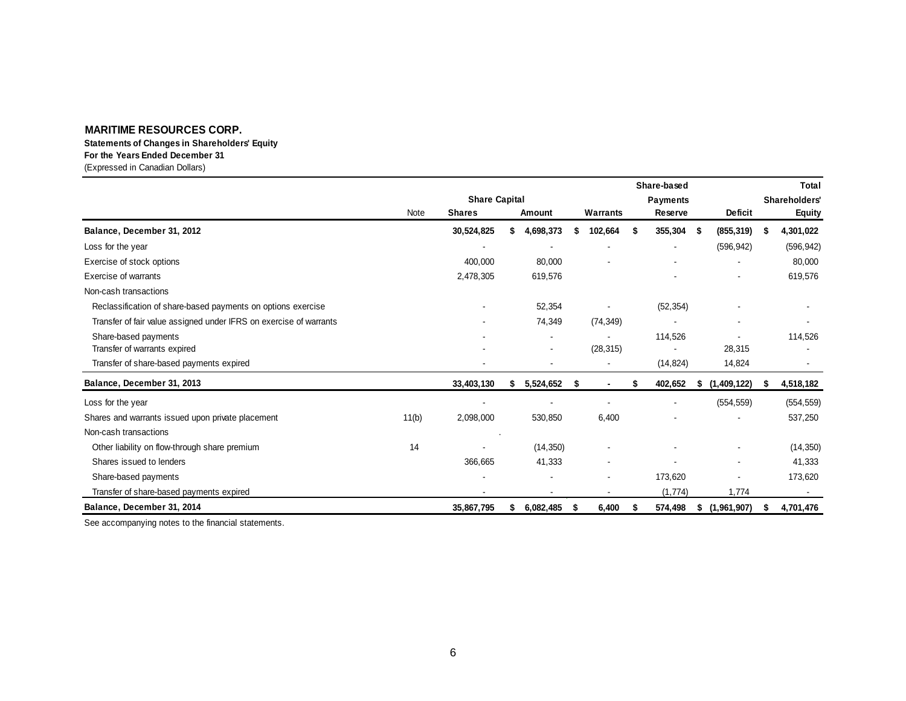**MARITIME RESOURCES CORP.**

**Statements of Changes in Shareholders' Equity**

**For the Years Ended December 31**

(Expressed in Canadian Dollars)

| | Note | Share Capital | | | Share-based Payments | | Total Shareholders' |
|---|---|---|---|---|---|---|---|
| | Note | Shares | Amount | Warrants | Reserve | Deficit | Equity |
| **Balance, December 31, 2012** | | **30,524,825** | **$ 4,698,373** | **$ 102,664** | **$ 355,304** | **$ (855,319)** | **$ 4,301,022** |
| Loss for the year | | - | - | - | - | (596,942) | (596,942) |
| Exercise of stock options | | 400,000 | 80,000 | - | - | - | 80,000 |
| Exercise of warrants | | 2,478,305 | 619,576 | | - | - | 619,576 |
| Non-cash transactions | | | | | | | |
| Reclassification of share-based payments on options exercise | | - | 52,354 | - | (52,354) | - | - |
| Transfer of fair value assigned under IFRS on exercise of warrants | | - | 74,349 | (74,349) | - | - | - |
| Share-based payments | | - | - | - | 114,526 | - | 114,526 |
| Transfer of warrants expired | | - | - | (28,315) | - | 28,315 | - |
| Transfer of share-based payments expired | | - | - | - | (14,824) | 14,824 | - |
| **Balance, December 31, 2013** | | **33,403,130** | **$ 5,524,652** | **$ -** | **$ 402,652** | **$ (1,409,122)** | **$ 4,518,182** |
| Loss for the year | | - | - | - | - | (554,559) | (554,559) |
| Shares and warrants issued upon private placement | 11(b) | 2,098,000 | 530,850 | 6,400 | - | - | 537,250 |
| Non-cash transactions | | | | | | | |
| Other liability on flow-through share premium | 14 | - | (14,350) | - | - | - | (14,350) |
| Shares issued to lenders | | 366,665 | 41,333 | - | - | - | 41,333 |
| Share-based payments | | - | - | - | 173,620 | - | 173,620 |
| Transfer of share-based payments expired | | - | - | - | (1,774) | 1,774 | - |
| **Balance, December 31, 2014** | | **35,867,795** | **$ 6,082,485** | **$ 6,400** | **$ 574,498** | **$ (1,961,907)** | **$ 4,701,476** |

See accompanying notes to the financial statements.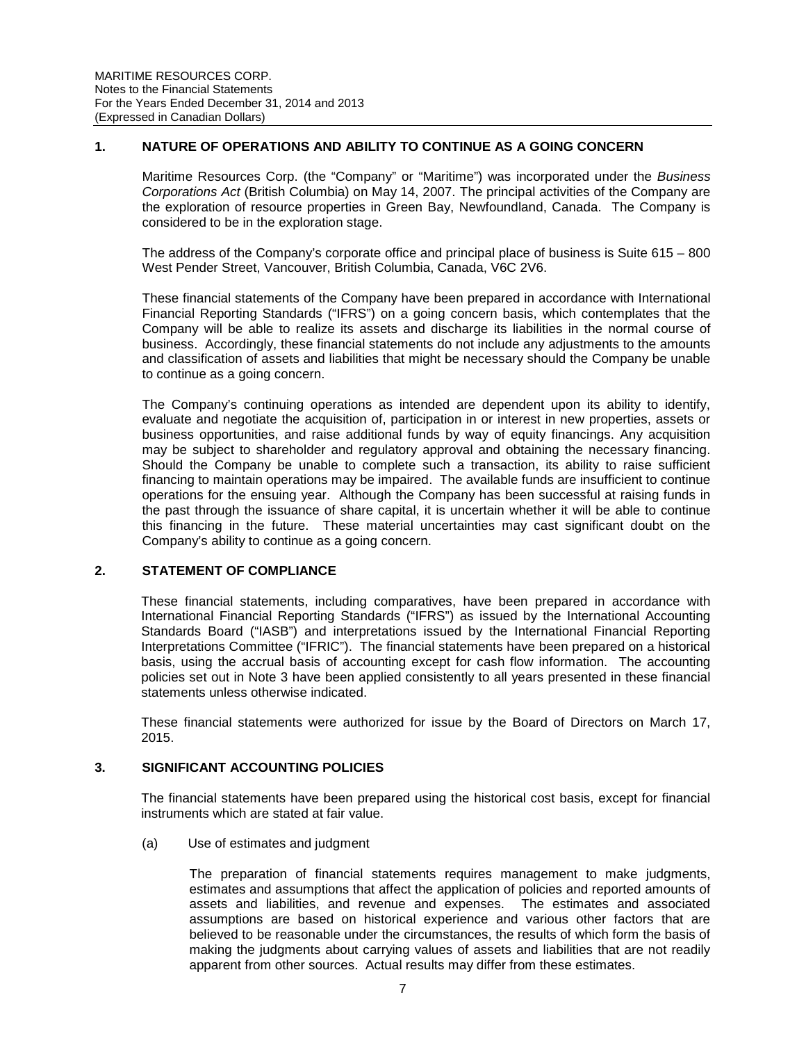## 1. NATURE OF OPERATIONS AND ABILITY TO CONTINUE AS A GOING CONCERN

Maritime Resources Corp. (the "Company" or "Maritime") was incorporated under the *Business Corporations Act* (British Columbia) on May 14, 2007. The principal activities of the Company are the exploration of resource properties in Green Bay, Newfoundland, Canada. The Company is considered to be in the exploration stage.

The address of the Company's corporate office and principal place of business is Suite 615 – 800 West Pender Street, Vancouver, British Columbia, Canada, V6C 2V6.

These financial statements of the Company have been prepared in accordance with International Financial Reporting Standards ("IFRS") on a going concern basis, which contemplates that the Company will be able to realize its assets and discharge its liabilities in the normal course of business. Accordingly, these financial statements do not include any adjustments to the amounts and classification of assets and liabilities that might be necessary should the Company be unable to continue as a going concern.

The Company's continuing operations as intended are dependent upon its ability to identify, evaluate and negotiate the acquisition of, participation in or interest in new properties, assets or business opportunities, and raise additional funds by way of equity financings. Any acquisition may be subject to shareholder and regulatory approval and obtaining the necessary financing. Should the Company be unable to complete such a transaction, its ability to raise sufficient financing to maintain operations may be impaired. The available funds are insufficient to continue operations for the ensuing year. Although the Company has been successful at raising funds in the past through the issuance of share capital, it is uncertain whether it will be able to continue this financing in the future. These material uncertainties may cast significant doubt on the Company's ability to continue as a going concern.

## 2. STATEMENT OF COMPLIANCE

These financial statements, including comparatives, have been prepared in accordance with International Financial Reporting Standards ("IFRS") as issued by the International Accounting Standards Board ("IASB") and interpretations issued by the International Financial Reporting Interpretations Committee ("IFRIC"). The financial statements have been prepared on a historical basis, using the accrual basis of accounting except for cash flow information. The accounting policies set out in Note 3 have been applied consistently to all years presented in these financial statements unless otherwise indicated.

These financial statements were authorized for issue by the Board of Directors on March 17, 2015.

## 3. SIGNIFICANT ACCOUNTING POLICIES

The financial statements have been prepared using the historical cost basis, except for financial instruments which are stated at fair value.

(a) Use of estimates and judgment

The preparation of financial statements requires management to make judgments, estimates and assumptions that affect the application of policies and reported amounts of assets and liabilities, and revenue and expenses. The estimates and associated assumptions are based on historical experience and various other factors that are believed to be reasonable under the circumstances, the results of which form the basis of making the judgments about carrying values of assets and liabilities that are not readily apparent from other sources. Actual results may differ from these estimates.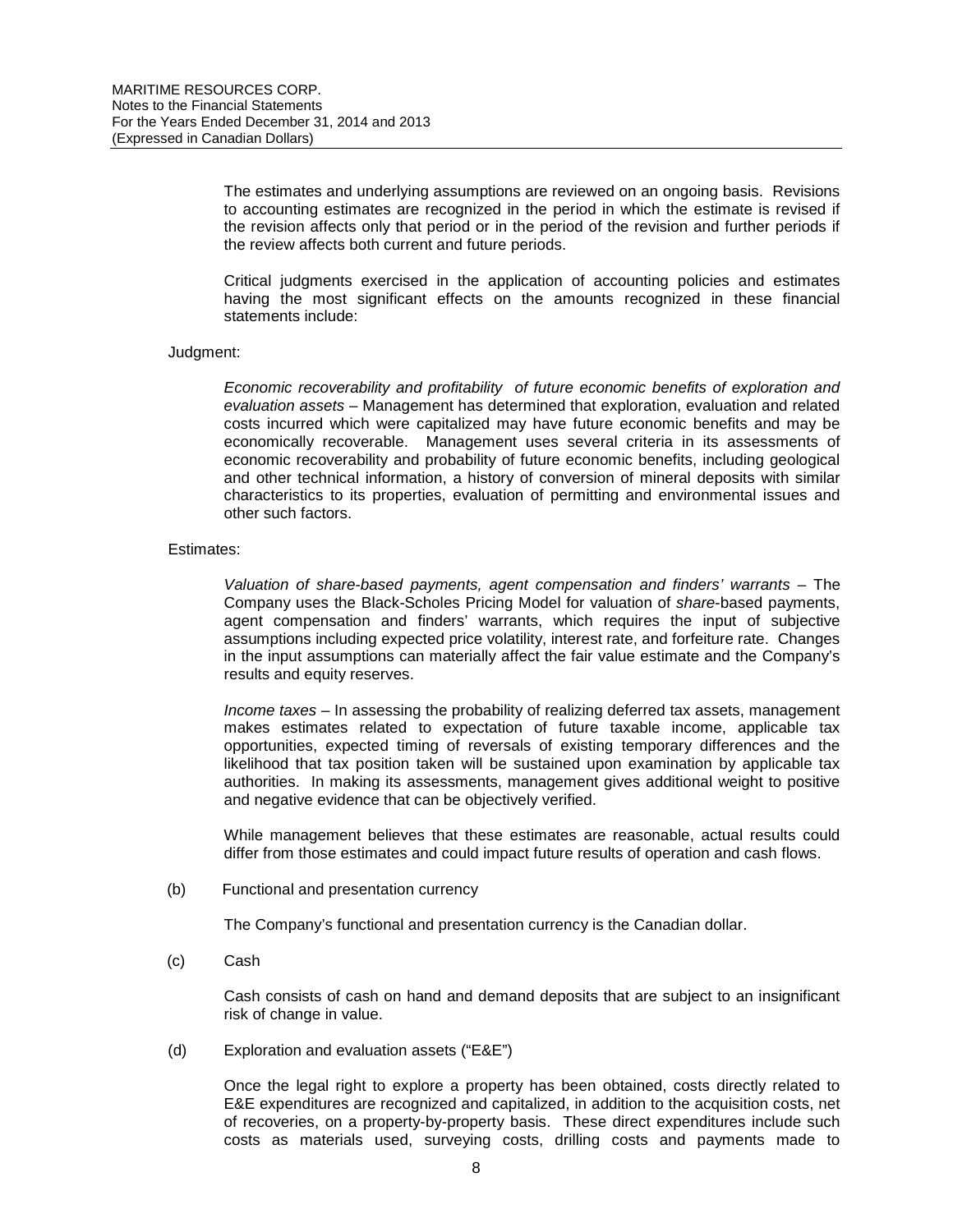The estimates and underlying assumptions are reviewed on an ongoing basis. Revisions to accounting estimates are recognized in the period in which the estimate is revised if the revision affects only that period or in the period of the revision and further periods if the review affects both current and future periods.

Critical judgments exercised in the application of accounting policies and estimates having the most significant effects on the amounts recognized in these financial statements include:

Judgment:

*Economic recoverability and profitability of future economic benefits of exploration and evaluation assets* – Management has determined that exploration, evaluation and related costs incurred which were capitalized may have future economic benefits and may be economically recoverable. Management uses several criteria in its assessments of economic recoverability and probability of future economic benefits, including geological and other technical information, a history of conversion of mineral deposits with similar characteristics to its properties, evaluation of permitting and environmental issues and other such factors.

Estimates:

*Valuation of share-based payments, agent compensation and finders' warrants* – The Company uses the Black-Scholes Pricing Model for valuation of *share*-based payments, agent compensation and finders' warrants, which requires the input of subjective assumptions including expected price volatility, interest rate, and forfeiture rate. Changes in the input assumptions can materially affect the fair value estimate and the Company's results and equity reserves.

*Income taxes* – In assessing the probability of realizing deferred tax assets, management makes estimates related to expectation of future taxable income, applicable tax opportunities, expected timing of reversals of existing temporary differences and the likelihood that tax position taken will be sustained upon examination by applicable tax authorities. In making its assessments, management gives additional weight to positive and negative evidence that can be objectively verified.

While management believes that these estimates are reasonable, actual results could differ from those estimates and could impact future results of operation and cash flows.

(b) Functional and presentation currency

The Company's functional and presentation currency is the Canadian dollar.

(c) Cash

Cash consists of cash on hand and demand deposits that are subject to an insignificant risk of change in value.

(d) Exploration and evaluation assets ("E&E")

Once the legal right to explore a property has been obtained, costs directly related to E&E expenditures are recognized and capitalized, in addition to the acquisition costs, net of recoveries, on a property-by-property basis. These direct expenditures include such costs as materials used, surveying costs, drilling costs and payments made to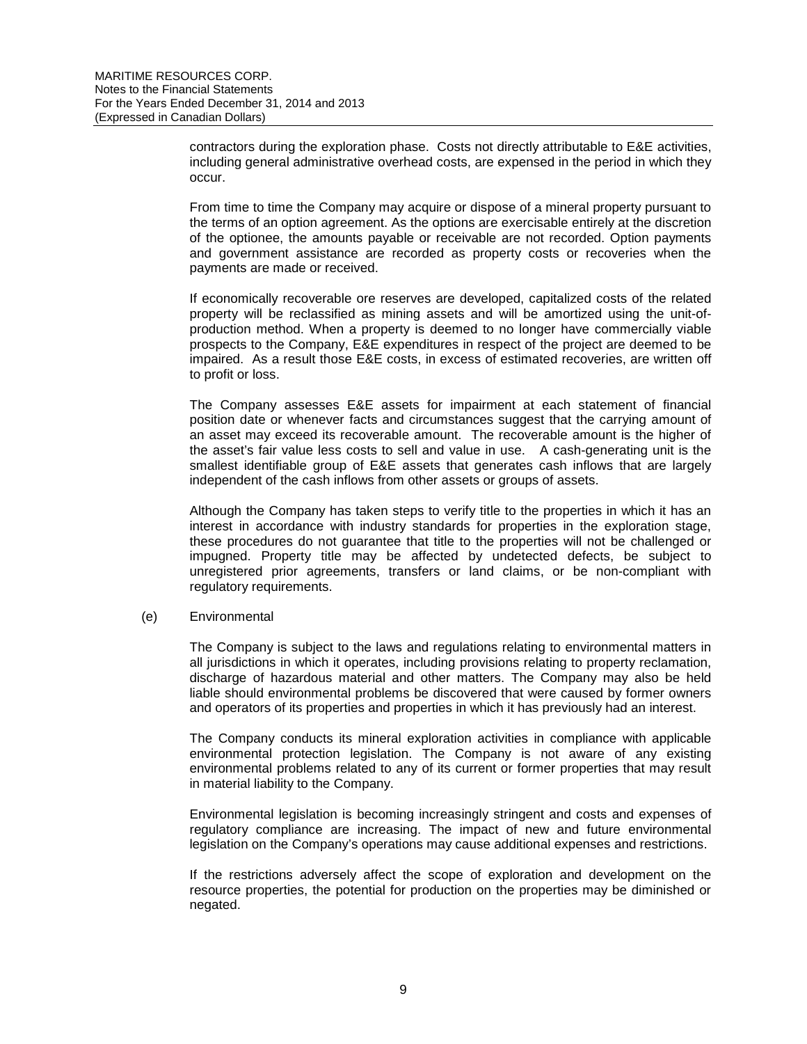contractors during the exploration phase. Costs not directly attributable to E&E activities, including general administrative overhead costs, are expensed in the period in which they occur.

From time to time the Company may acquire or dispose of a mineral property pursuant to the terms of an option agreement. As the options are exercisable entirely at the discretion of the optionee, the amounts payable or receivable are not recorded. Option payments and government assistance are recorded as property costs or recoveries when the payments are made or received.

If economically recoverable ore reserves are developed, capitalized costs of the related property will be reclassified as mining assets and will be amortized using the unit-of-production method. When a property is deemed to no longer have commercially viable prospects to the Company, E&E expenditures in respect of the project are deemed to be impaired. As a result those E&E costs, in excess of estimated recoveries, are written off to profit or loss.

The Company assesses E&E assets for impairment at each statement of financial position date or whenever facts and circumstances suggest that the carrying amount of an asset may exceed its recoverable amount. The recoverable amount is the higher of the asset's fair value less costs to sell and value in use. A cash-generating unit is the smallest identifiable group of E&E assets that generates cash inflows that are largely independent of the cash inflows from other assets or groups of assets.

Although the Company has taken steps to verify title to the properties in which it has an interest in accordance with industry standards for properties in the exploration stage, these procedures do not guarantee that title to the properties will not be challenged or impugned. Property title may be affected by undetected defects, be subject to unregistered prior agreements, transfers or land claims, or be non-compliant with regulatory requirements.

(e) Environmental

The Company is subject to the laws and regulations relating to environmental matters in all jurisdictions in which it operates, including provisions relating to property reclamation, discharge of hazardous material and other matters. The Company may also be held liable should environmental problems be discovered that were caused by former owners and operators of its properties and properties in which it has previously had an interest.

The Company conducts its mineral exploration activities in compliance with applicable environmental protection legislation. The Company is not aware of any existing environmental problems related to any of its current or former properties that may result in material liability to the Company.

Environmental legislation is becoming increasingly stringent and costs and expenses of regulatory compliance are increasing. The impact of new and future environmental legislation on the Company's operations may cause additional expenses and restrictions.

If the restrictions adversely affect the scope of exploration and development on the resource properties, the potential for production on the properties may be diminished or negated.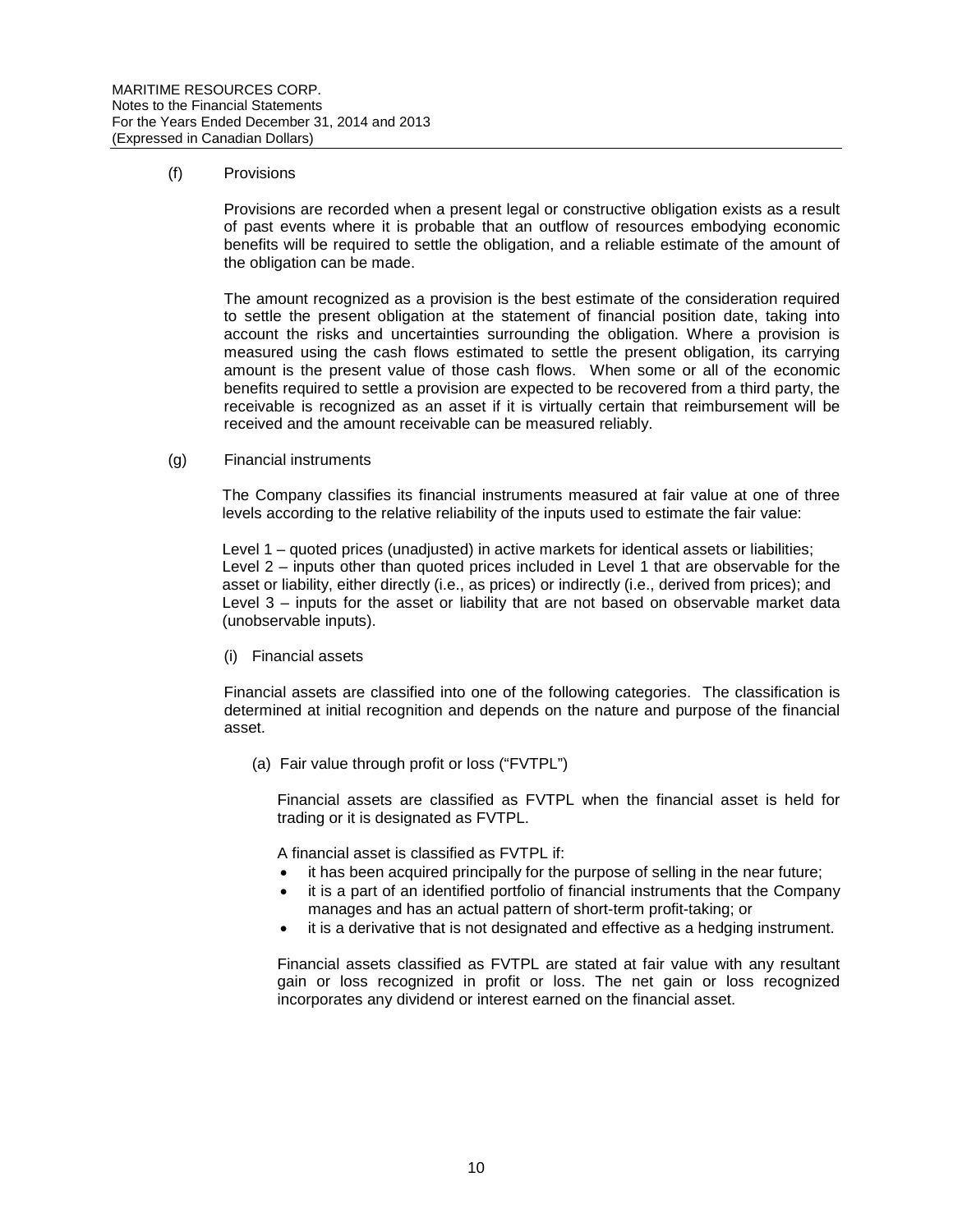(f) Provisions

Provisions are recorded when a present legal or constructive obligation exists as a result of past events where it is probable that an outflow of resources embodying economic benefits will be required to settle the obligation, and a reliable estimate of the amount of the obligation can be made.

The amount recognized as a provision is the best estimate of the consideration required to settle the present obligation at the statement of financial position date, taking into account the risks and uncertainties surrounding the obligation. Where a provision is measured using the cash flows estimated to settle the present obligation, its carrying amount is the present value of those cash flows. When some or all of the economic benefits required to settle a provision are expected to be recovered from a third party, the receivable is recognized as an asset if it is virtually certain that reimbursement will be received and the amount receivable can be measured reliably.

(g) Financial instruments

The Company classifies its financial instruments measured at fair value at one of three levels according to the relative reliability of the inputs used to estimate the fair value:

Level 1 – quoted prices (unadjusted) in active markets for identical assets or liabilities;
Level 2 – inputs other than quoted prices included in Level 1 that are observable for the asset or liability, either directly (i.e., as prices) or indirectly (i.e., derived from prices); and
Level 3 – inputs for the asset or liability that are not based on observable market data (unobservable inputs).

(i) Financial assets

Financial assets are classified into one of the following categories. The classification is determined at initial recognition and depends on the nature and purpose of the financial asset.

(a) Fair value through profit or loss ("FVTPL")

Financial assets are classified as FVTPL when the financial asset is held for trading or it is designated as FVTPL.

A financial asset is classified as FVTPL if:

- it has been acquired principally for the purpose of selling in the near future;
- it is a part of an identified portfolio of financial instruments that the Company manages and has an actual pattern of short-term profit-taking; or
- it is a derivative that is not designated and effective as a hedging instrument.

Financial assets classified as FVTPL are stated at fair value with any resultant gain or loss recognized in profit or loss. The net gain or loss recognized incorporates any dividend or interest earned on the financial asset.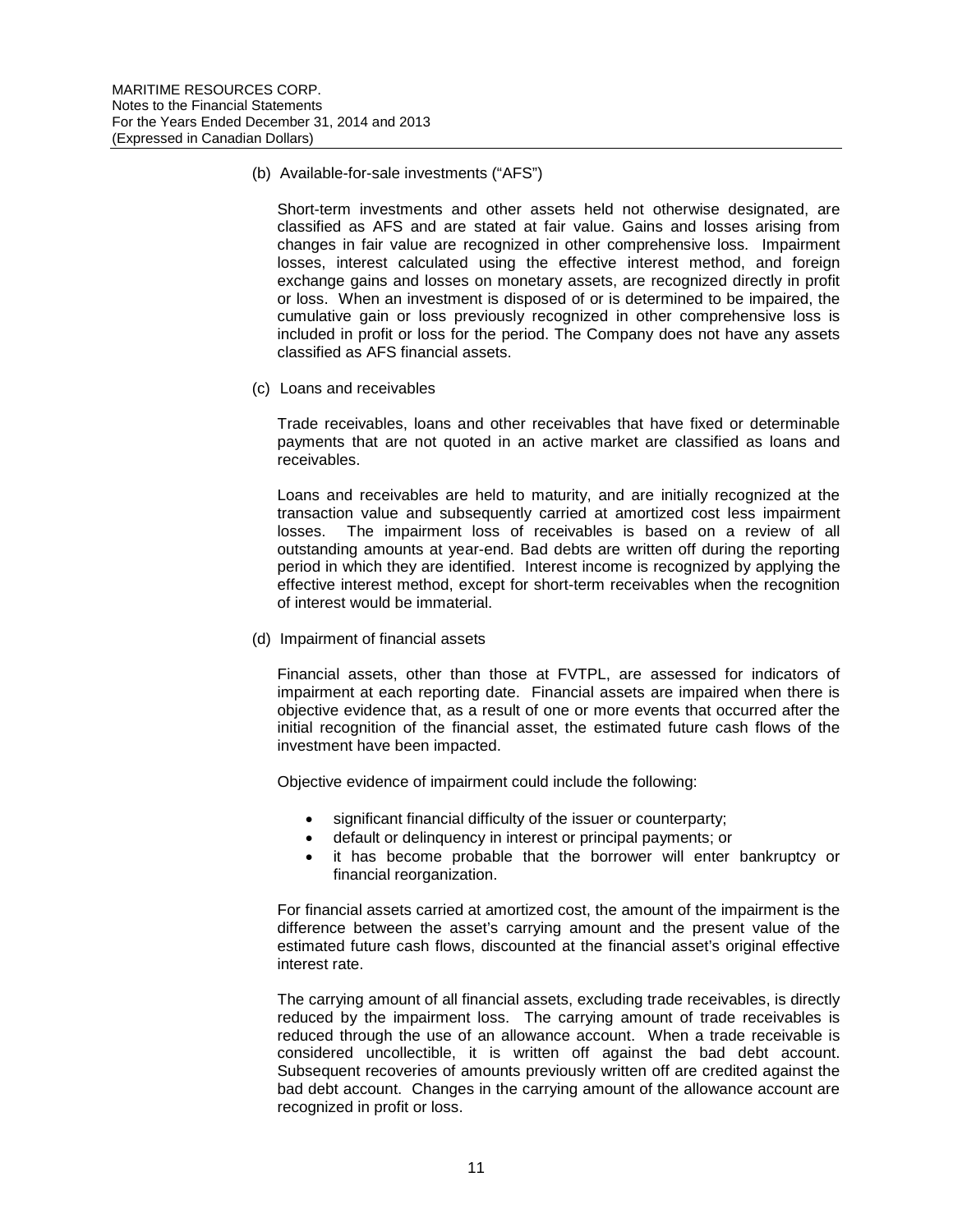(b) Available-for-sale investments ("AFS")

Short-term investments and other assets held not otherwise designated, are classified as AFS and are stated at fair value. Gains and losses arising from changes in fair value are recognized in other comprehensive loss. Impairment losses, interest calculated using the effective interest method, and foreign exchange gains and losses on monetary assets, are recognized directly in profit or loss. When an investment is disposed of or is determined to be impaired, the cumulative gain or loss previously recognized in other comprehensive loss is included in profit or loss for the period. The Company does not have any assets classified as AFS financial assets.

(c) Loans and receivables

Trade receivables, loans and other receivables that have fixed or determinable payments that are not quoted in an active market are classified as loans and receivables.

Loans and receivables are held to maturity, and are initially recognized at the transaction value and subsequently carried at amortized cost less impairment losses. The impairment loss of receivables is based on a review of all outstanding amounts at year-end. Bad debts are written off during the reporting period in which they are identified. Interest income is recognized by applying the effective interest method, except for short-term receivables when the recognition of interest would be immaterial.

(d) Impairment of financial assets

Financial assets, other than those at FVTPL, are assessed for indicators of impairment at each reporting date. Financial assets are impaired when there is objective evidence that, as a result of one or more events that occurred after the initial recognition of the financial asset, the estimated future cash flows of the investment have been impacted.

Objective evidence of impairment could include the following:

- significant financial difficulty of the issuer or counterparty;
- default or delinquency in interest or principal payments; or
- it has become probable that the borrower will enter bankruptcy or financial reorganization.

For financial assets carried at amortized cost, the amount of the impairment is the difference between the asset's carrying amount and the present value of the estimated future cash flows, discounted at the financial asset's original effective interest rate.

The carrying amount of all financial assets, excluding trade receivables, is directly reduced by the impairment loss. The carrying amount of trade receivables is reduced through the use of an allowance account. When a trade receivable is considered uncollectible, it is written off against the bad debt account. Subsequent recoveries of amounts previously written off are credited against the bad debt account. Changes in the carrying amount of the allowance account are recognized in profit or loss.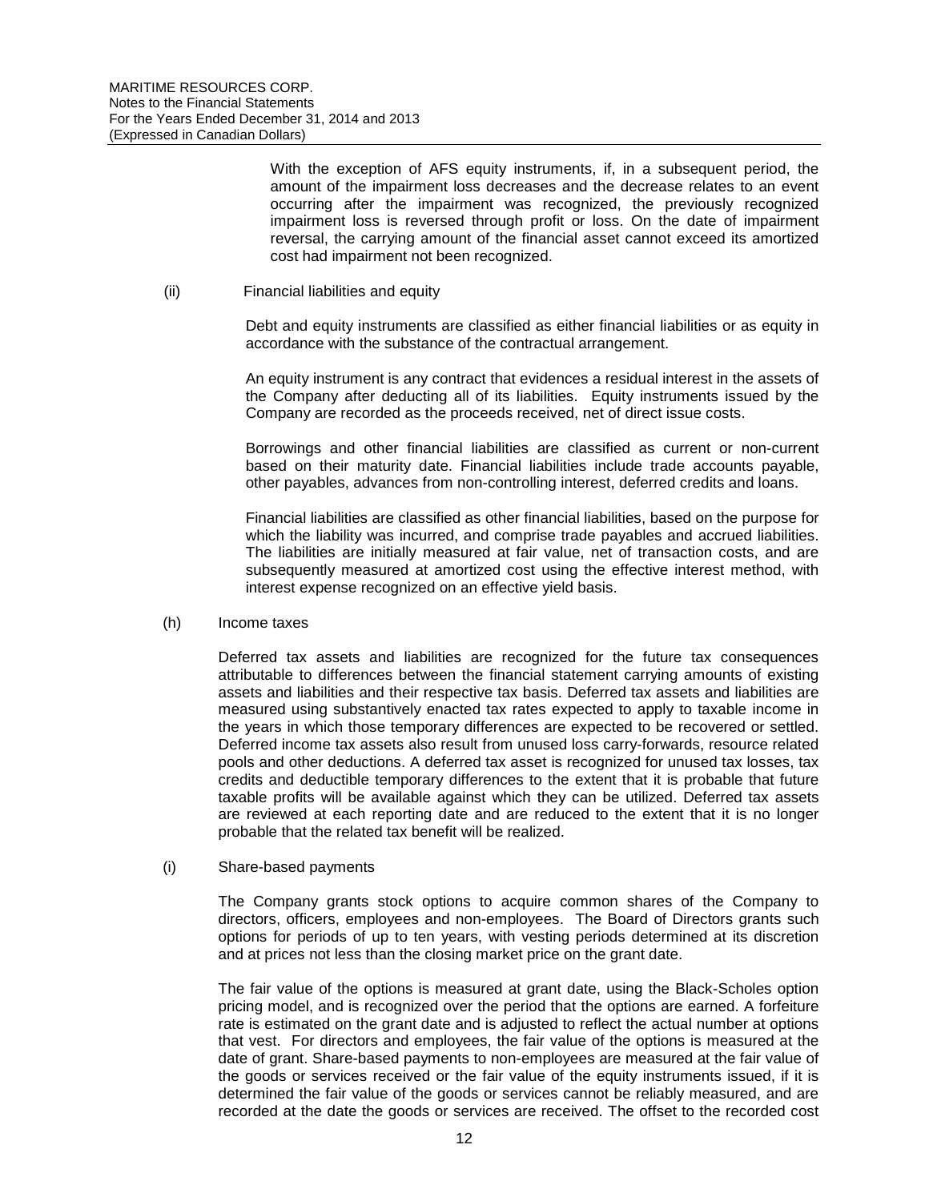With the exception of AFS equity instruments, if, in a subsequent period, the amount of the impairment loss decreases and the decrease relates to an event occurring after the impairment was recognized, the previously recognized impairment loss is reversed through profit or loss. On the date of impairment reversal, the carrying amount of the financial asset cannot exceed its amortized cost had impairment not been recognized.

(ii) Financial liabilities and equity

Debt and equity instruments are classified as either financial liabilities or as equity in accordance with the substance of the contractual arrangement.

An equity instrument is any contract that evidences a residual interest in the assets of the Company after deducting all of its liabilities. Equity instruments issued by the Company are recorded as the proceeds received, net of direct issue costs.

Borrowings and other financial liabilities are classified as current or non-current based on their maturity date. Financial liabilities include trade accounts payable, other payables, advances from non-controlling interest, deferred credits and loans.

Financial liabilities are classified as other financial liabilities, based on the purpose for which the liability was incurred, and comprise trade payables and accrued liabilities. The liabilities are initially measured at fair value, net of transaction costs, and are subsequently measured at amortized cost using the effective interest method, with interest expense recognized on an effective yield basis.

(h) Income taxes

Deferred tax assets and liabilities are recognized for the future tax consequences attributable to differences between the financial statement carrying amounts of existing assets and liabilities and their respective tax basis. Deferred tax assets and liabilities are measured using substantively enacted tax rates expected to apply to taxable income in the years in which those temporary differences are expected to be recovered or settled. Deferred income tax assets also result from unused loss carry-forwards, resource related pools and other deductions. A deferred tax asset is recognized for unused tax losses, tax credits and deductible temporary differences to the extent that it is probable that future taxable profits will be available against which they can be utilized. Deferred tax assets are reviewed at each reporting date and are reduced to the extent that it is no longer probable that the related tax benefit will be realized.

(i) Share-based payments

The Company grants stock options to acquire common shares of the Company to directors, officers, employees and non-employees. The Board of Directors grants such options for periods of up to ten years, with vesting periods determined at its discretion and at prices not less than the closing market price on the grant date.

The fair value of the options is measured at grant date, using the Black-Scholes option pricing model, and is recognized over the period that the options are earned. A forfeiture rate is estimated on the grant date and is adjusted to reflect the actual number at options that vest. For directors and employees, the fair value of the options is measured at the date of grant. Share-based payments to non-employees are measured at the fair value of the goods or services received or the fair value of the equity instruments issued, if it is determined the fair value of the goods or services cannot be reliably measured, and are recorded at the date the goods or services are received. The offset to the recorded cost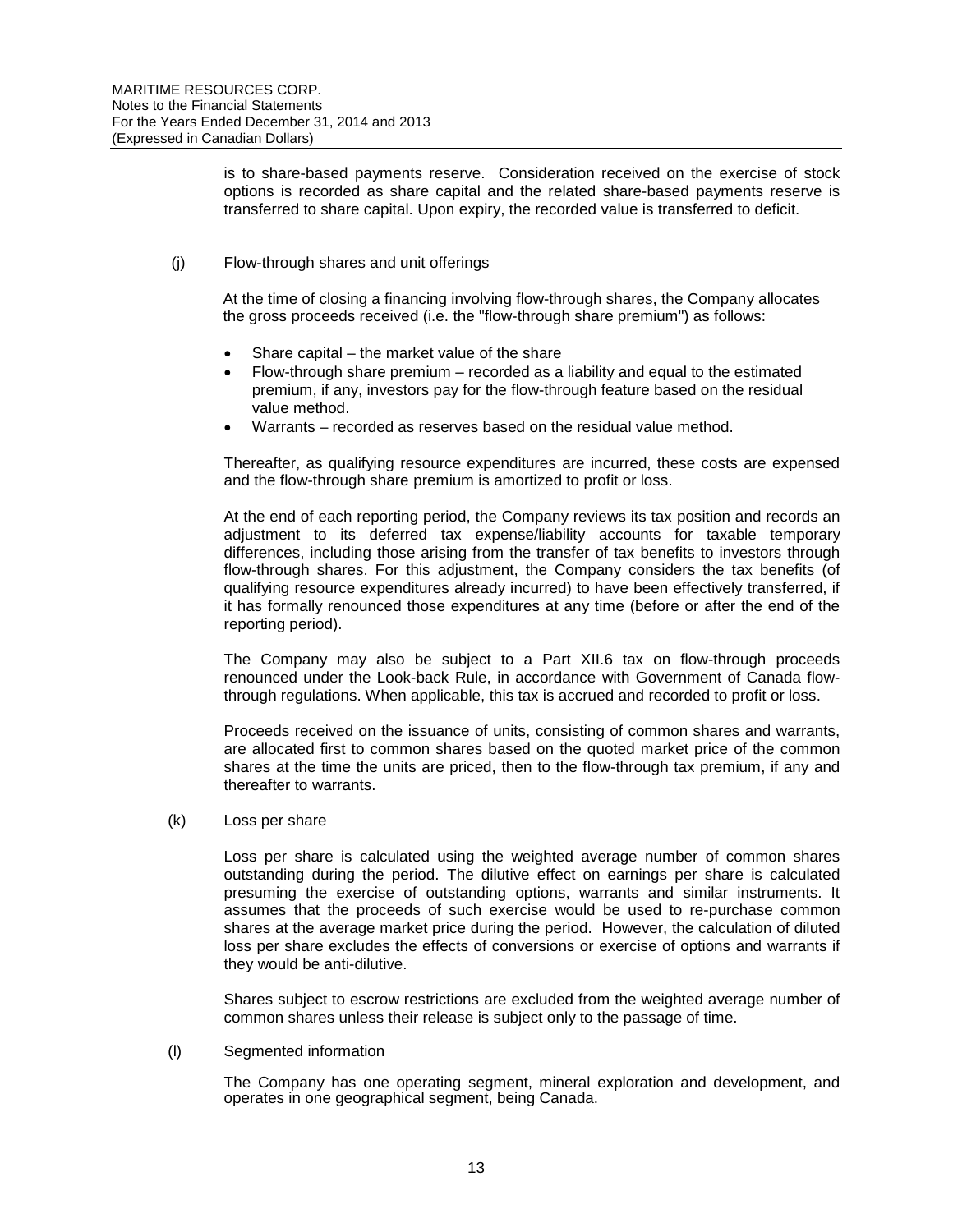is to share-based payments reserve. Consideration received on the exercise of stock options is recorded as share capital and the related share-based payments reserve is transferred to share capital. Upon expiry, the recorded value is transferred to deficit.

(j) Flow-through shares and unit offerings

At the time of closing a financing involving flow-through shares, the Company allocates the gross proceeds received (i.e. the "flow-through share premium") as follows:

- Share capital – the market value of the share
- Flow-through share premium – recorded as a liability and equal to the estimated premium, if any, investors pay for the flow-through feature based on the residual value method.
- Warrants – recorded as reserves based on the residual value method.

Thereafter, as qualifying resource expenditures are incurred, these costs are expensed and the flow-through share premium is amortized to profit or loss.

At the end of each reporting period, the Company reviews its tax position and records an adjustment to its deferred tax expense/liability accounts for taxable temporary differences, including those arising from the transfer of tax benefits to investors through flow-through shares. For this adjustment, the Company considers the tax benefits (of qualifying resource expenditures already incurred) to have been effectively transferred, if it has formally renounced those expenditures at any time (before or after the end of the reporting period).

The Company may also be subject to a Part XII.6 tax on flow-through proceeds renounced under the Look-back Rule, in accordance with Government of Canada flow-through regulations. When applicable, this tax is accrued and recorded to profit or loss.

Proceeds received on the issuance of units, consisting of common shares and warrants, are allocated first to common shares based on the quoted market price of the common shares at the time the units are priced, then to the flow-through tax premium, if any and thereafter to warrants.

(k) Loss per share

Loss per share is calculated using the weighted average number of common shares outstanding during the period. The dilutive effect on earnings per share is calculated presuming the exercise of outstanding options, warrants and similar instruments. It assumes that the proceeds of such exercise would be used to re-purchase common shares at the average market price during the period. However, the calculation of diluted loss per share excludes the effects of conversions or exercise of options and warrants if they would be anti-dilutive.

Shares subject to escrow restrictions are excluded from the weighted average number of common shares unless their release is subject only to the passage of time.

(l) Segmented information

The Company has one operating segment, mineral exploration and development, and operates in one geographical segment, being Canada.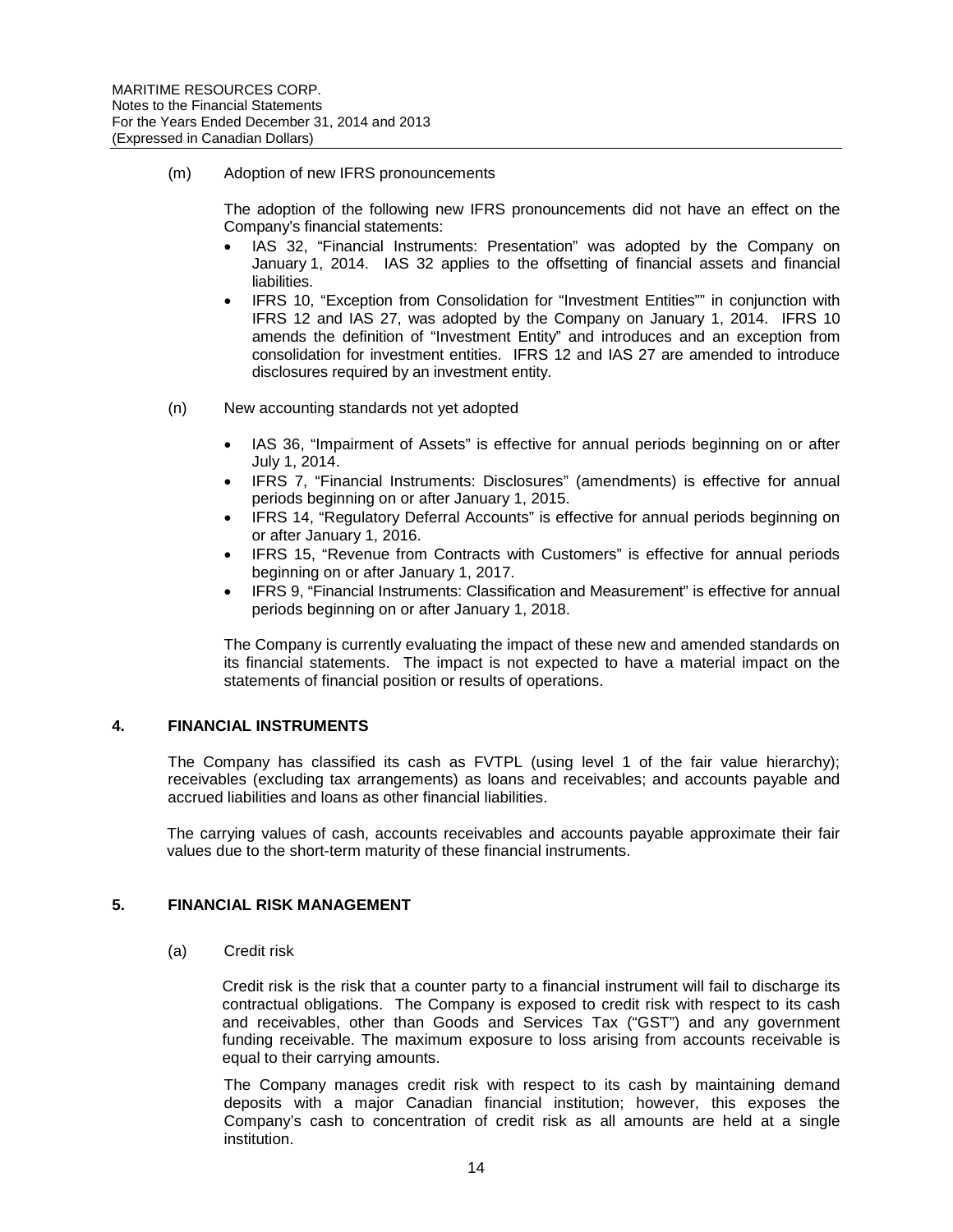(m) Adoption of new IFRS pronouncements

The adoption of the following new IFRS pronouncements did not have an effect on the Company's financial statements:

- IAS 32, "Financial Instruments: Presentation" was adopted by the Company on January 1, 2014. IAS 32 applies to the offsetting of financial assets and financial liabilities.
- IFRS 10, "Exception from Consolidation for "Investment Entities"" in conjunction with IFRS 12 and IAS 27, was adopted by the Company on January 1, 2014. IFRS 10 amends the definition of "Investment Entity" and introduces and an exception from consolidation for investment entities. IFRS 12 and IAS 27 are amended to introduce disclosures required by an investment entity.

(n) New accounting standards not yet adopted

- IAS 36, "Impairment of Assets" is effective for annual periods beginning on or after July 1, 2014.
- IFRS 7, "Financial Instruments: Disclosures" (amendments) is effective for annual periods beginning on or after January 1, 2015.
- IFRS 14, "Regulatory Deferral Accounts" is effective for annual periods beginning on or after January 1, 2016.
- IFRS 15, "Revenue from Contracts with Customers" is effective for annual periods beginning on or after January 1, 2017.
- IFRS 9, "Financial Instruments: Classification and Measurement" is effective for annual periods beginning on or after January 1, 2018.

The Company is currently evaluating the impact of these new and amended standards on its financial statements. The impact is not expected to have a material impact on the statements of financial position or results of operations.

## 4. FINANCIAL INSTRUMENTS

The Company has classified its cash as FVTPL (using level 1 of the fair value hierarchy); receivables (excluding tax arrangements) as loans and receivables; and accounts payable and accrued liabilities and loans as other financial liabilities.

The carrying values of cash, accounts receivables and accounts payable approximate their fair values due to the short-term maturity of these financial instruments.

## 5. FINANCIAL RISK MANAGEMENT

(a) Credit risk

Credit risk is the risk that a counter party to a financial instrument will fail to discharge its contractual obligations. The Company is exposed to credit risk with respect to its cash and receivables, other than Goods and Services Tax ("GST") and any government funding receivable. The maximum exposure to loss arising from accounts receivable is equal to their carrying amounts.

The Company manages credit risk with respect to its cash by maintaining demand deposits with a major Canadian financial institution; however, this exposes the Company's cash to concentration of credit risk as all amounts are held at a single institution.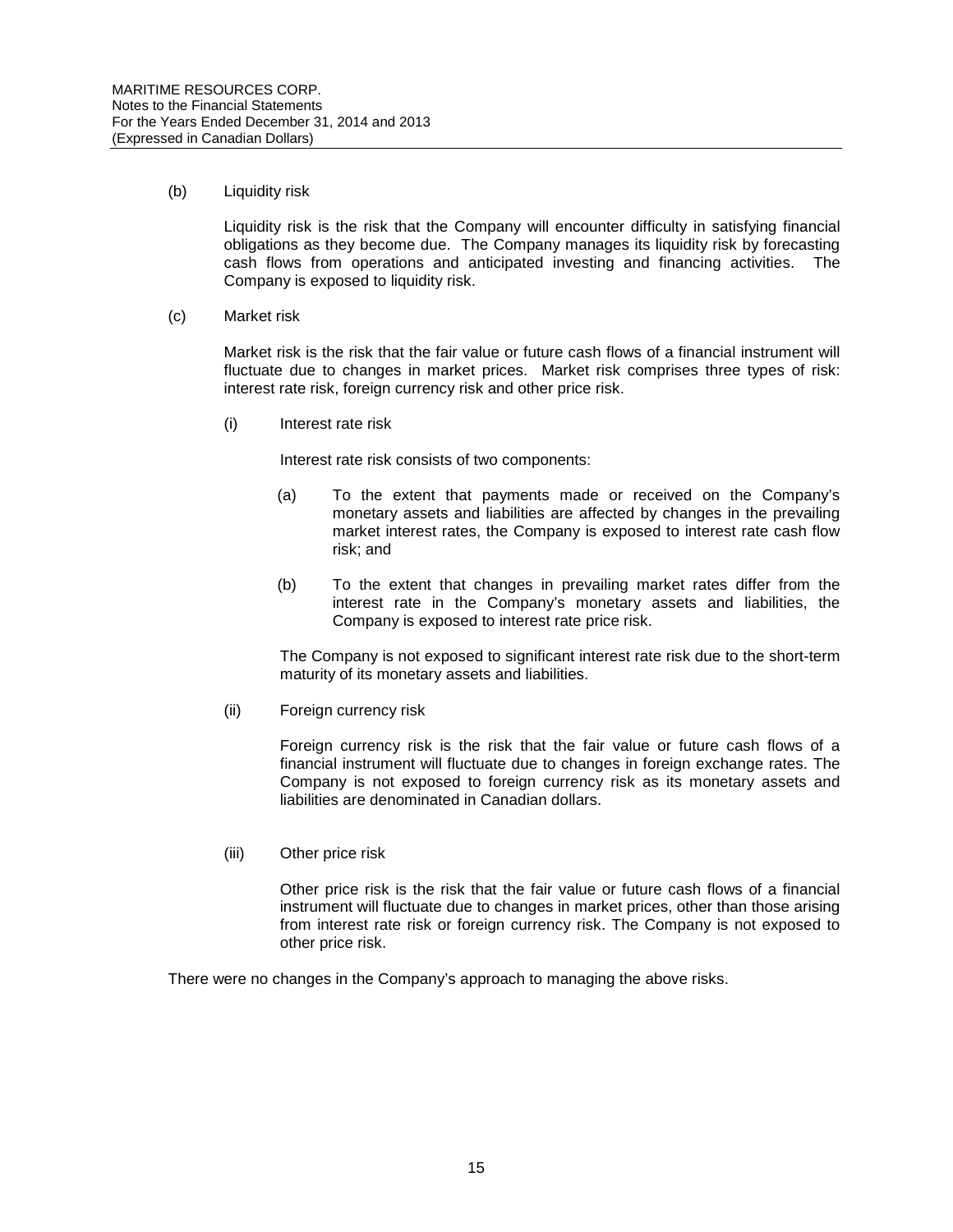(b) Liquidity risk

Liquidity risk is the risk that the Company will encounter difficulty in satisfying financial obligations as they become due. The Company manages its liquidity risk by forecasting cash flows from operations and anticipated investing and financing activities. The Company is exposed to liquidity risk.

(c) Market risk

Market risk is the risk that the fair value or future cash flows of a financial instrument will fluctuate due to changes in market prices. Market risk comprises three types of risk: interest rate risk, foreign currency risk and other price risk.

(i) Interest rate risk

Interest rate risk consists of two components:

(a) To the extent that payments made or received on the Company's monetary assets and liabilities are affected by changes in the prevailing market interest rates, the Company is exposed to interest rate cash flow risk; and

(b) To the extent that changes in prevailing market rates differ from the interest rate in the Company's monetary assets and liabilities, the Company is exposed to interest rate price risk.

The Company is not exposed to significant interest rate risk due to the short-term maturity of its monetary assets and liabilities.

(ii) Foreign currency risk

Foreign currency risk is the risk that the fair value or future cash flows of a financial instrument will fluctuate due to changes in foreign exchange rates. The Company is not exposed to foreign currency risk as its monetary assets and liabilities are denominated in Canadian dollars.

(iii) Other price risk

Other price risk is the risk that the fair value or future cash flows of a financial instrument will fluctuate due to changes in market prices, other than those arising from interest rate risk or foreign currency risk. The Company is not exposed to other price risk.

There were no changes in the Company's approach to managing the above risks.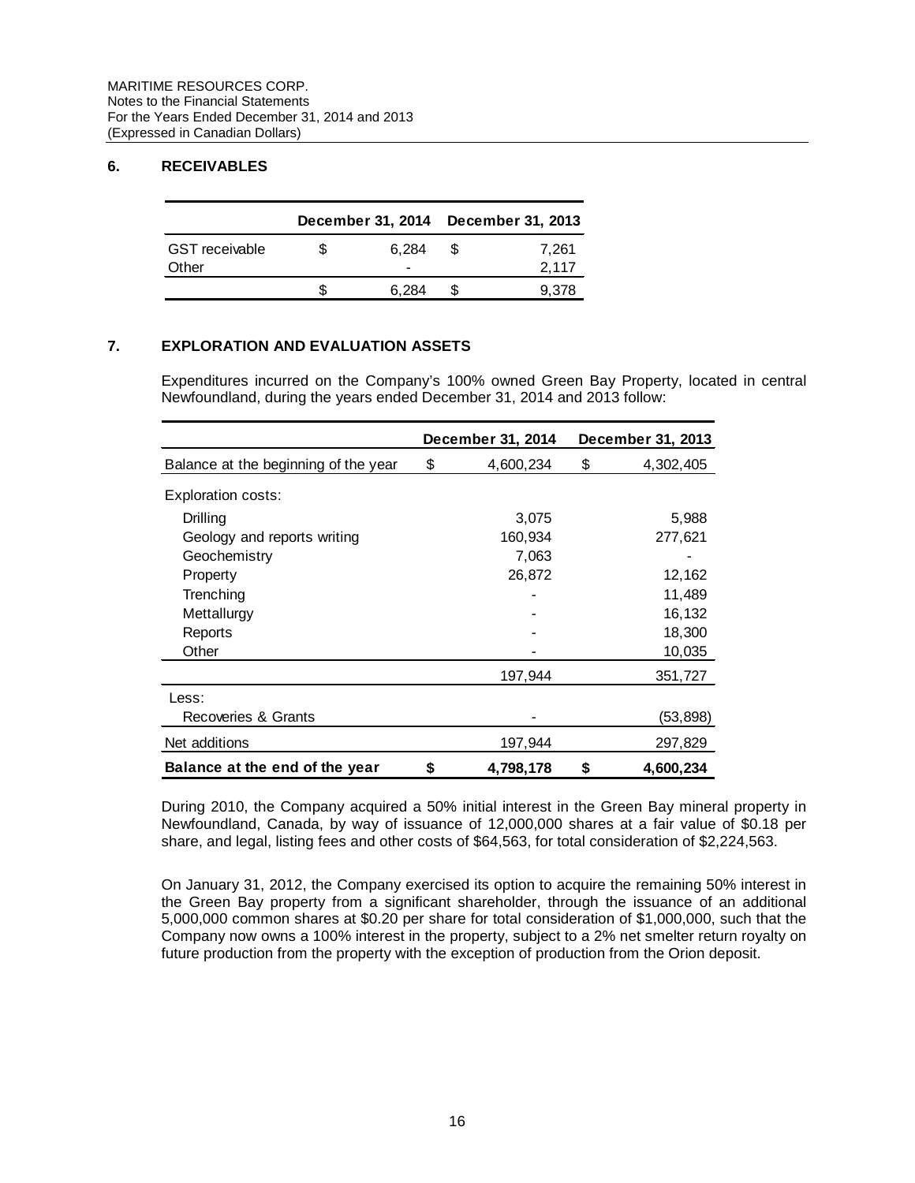## 6. RECEIVABLES

| | December 31, 2014 | December 31, 2013 |
|---|---|---|
| GST receivable | $ 6,284 | $ 7,261 |
| Other | - | 2,117 |
| | $ 6,284 | $ 9,378 |

## 7. EXPLORATION AND EVALUATION ASSETS

Expenditures incurred on the Company's 100% owned Green Bay Property, located in central Newfoundland, during the years ended December 31, 2014 and 2013 follow:

| | December 31, 2014 | December 31, 2013 |
|---|---|---|
| Balance at the beginning of the year | $ 4,600,234 | $ 4,302,405 |
| Exploration costs: | | |
| Drilling | 3,075 | 5,988 |
| Geology and reports writing | 160,934 | 277,621 |
| Geochemistry | 7,063 | - |
| Property | 26,872 | 12,162 |
| Trenching | - | 11,489 |
| Mettallurgy | - | 16,132 |
| Reports | - | 18,300 |
| Other | - | 10,035 |
| | 197,944 | 351,727 |
| Less: | | |
| Recoveries & Grants | - | (53,898) |
| Net additions | 197,944 | 297,829 |
| **Balance at the end of the year** | **$ 4,798,178** | **$ 4,600,234** |

During 2010, the Company acquired a 50% initial interest in the Green Bay mineral property in Newfoundland, Canada, by way of issuance of 12,000,000 shares at a fair value of $0.18 per share, and legal, listing fees and other costs of $64,563, for total consideration of $2,224,563.

On January 31, 2012, the Company exercised its option to acquire the remaining 50% interest in the Green Bay property from a significant shareholder, through the issuance of an additional 5,000,000 common shares at $0.20 per share for total consideration of $1,000,000, such that the Company now owns a 100% interest in the property, subject to a 2% net smelter return royalty on future production from the property with the exception of production from the Orion deposit.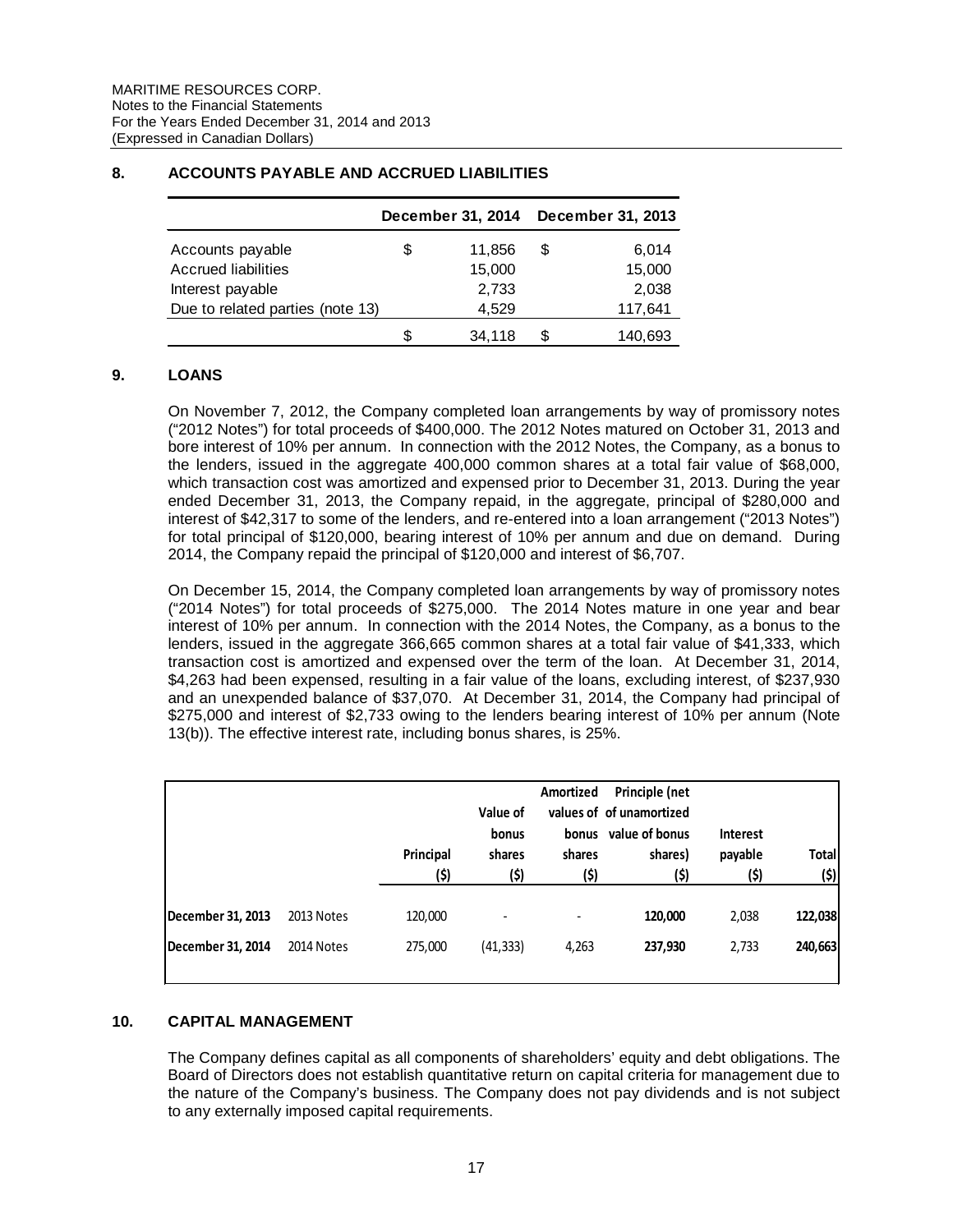## 8. ACCOUNTS PAYABLE AND ACCRUED LIABILITIES

| | December 31, 2014 | December 31, 2013 |
|---|---|---|
| Accounts payable | $ 11,856 | $ 6,014 |
| Accrued liabilities | 15,000 | 15,000 |
| Interest payable | 2,733 | 2,038 |
| Due to related parties (note 13) | 4,529 | 117,641 |
| | $ 34,118 | $ 140,693 |

## 9. LOANS

On November 7, 2012, the Company completed loan arrangements by way of promissory notes ("2012 Notes") for total proceeds of $400,000. The 2012 Notes matured on October 31, 2013 and bore interest of 10% per annum. In connection with the 2012 Notes, the Company, as a bonus to the lenders, issued in the aggregate 400,000 common shares at a total fair value of $68,000, which transaction cost was amortized and expensed prior to December 31, 2013. During the year ended December 31, 2013, the Company repaid, in the aggregate, principal of $280,000 and interest of $42,317 to some of the lenders, and re-entered into a loan arrangement ("2013 Notes") for total principal of $120,000, bearing interest of 10% per annum and due on demand. During 2014, the Company repaid the principal of $120,000 and interest of $6,707.

On December 15, 2014, the Company completed loan arrangements by way of promissory notes ("2014 Notes") for total proceeds of $275,000. The 2014 Notes mature in one year and bear interest of 10% per annum. In connection with the 2014 Notes, the Company, as a bonus to the lenders, issued in the aggregate 366,665 common shares at a total fair value of $41,333, which transaction cost is amortized and expensed over the term of the loan. At December 31, 2014, $4,263 had been expensed, resulting in a fair value of the loans, excluding interest, of $237,930 and an unexpended balance of $37,070. At December 31, 2014, the Company had principal of $275,000 and interest of $2,733 owing to the lenders bearing interest of 10% per annum (Note 13(b)). The effective interest rate, including bonus shares, is 25%.

| | | Principal ($) | Value of bonus shares ($) | Amortized bonus shares ($) | Principle (net values of of unamortized value of bonus shares) ($) | Interest payable ($) | Total ($) |
|---|---|---|---|---|---|---|---|
| **December 31, 2013** | 2013 Notes | 120,000 | - | - | **120,000** | 2,038 | **122,038** |
| **December 31, 2014** | 2014 Notes | 275,000 | (41,333) | 4,263 | **237,930** | 2,733 | **240,663** |

## 10. CAPITAL MANAGEMENT

The Company defines capital as all components of shareholders' equity and debt obligations. The Board of Directors does not establish quantitative return on capital criteria for management due to the nature of the Company's business. The Company does not pay dividends and is not subject to any externally imposed capital requirements.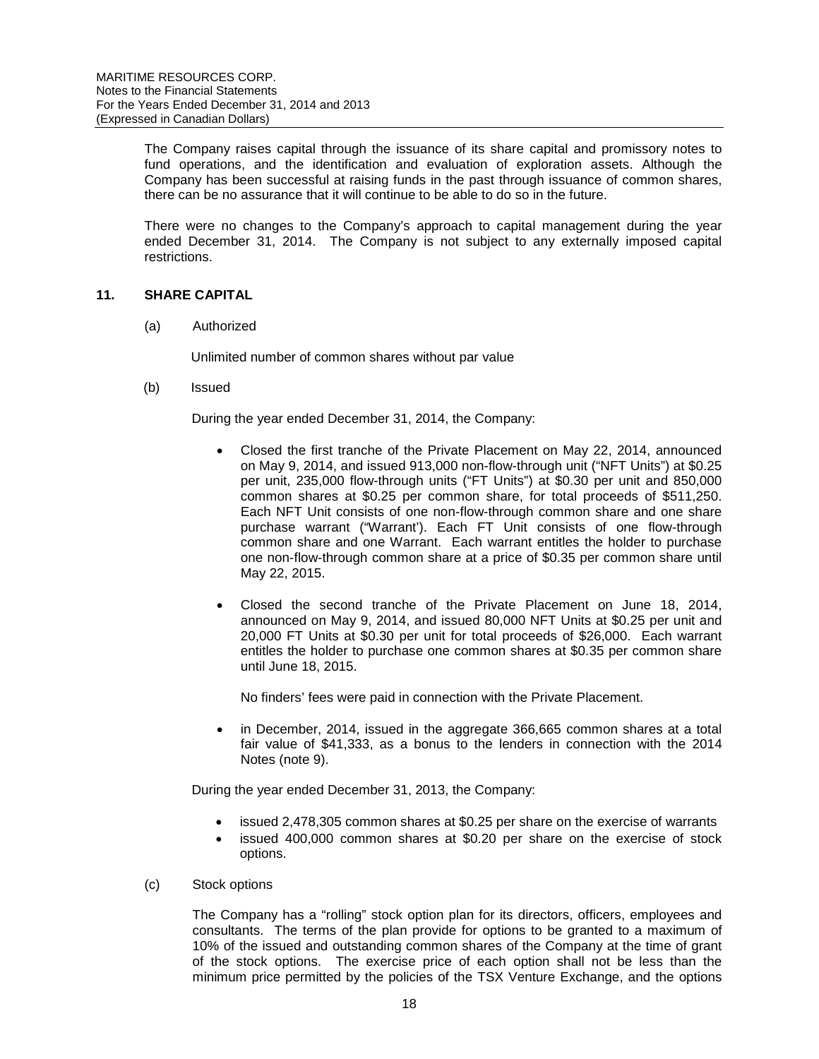The Company raises capital through the issuance of its share capital and promissory notes to fund operations, and the identification and evaluation of exploration assets. Although the Company has been successful at raising funds in the past through issuance of common shares, there can be no assurance that it will continue to be able to do so in the future.

There were no changes to the Company's approach to capital management during the year ended December 31, 2014. The Company is not subject to any externally imposed capital restrictions.

## 11. SHARE CAPITAL

(a) Authorized

Unlimited number of common shares without par value

(b) Issued

During the year ended December 31, 2014, the Company:

- Closed the first tranche of the Private Placement on May 22, 2014, announced on May 9, 2014, and issued 913,000 non-flow-through unit ("NFT Units") at $0.25 per unit, 235,000 flow-through units ("FT Units") at $0.30 per unit and 850,000 common shares at $0.25 per common share, for total proceeds of $511,250. Each NFT Unit consists of one non-flow-through common share and one share purchase warrant ("Warrant'). Each FT Unit consists of one flow-through common share and one Warrant. Each warrant entitles the holder to purchase one non-flow-through common share at a price of $0.35 per common share until May 22, 2015.

- Closed the second tranche of the Private Placement on June 18, 2014, announced on May 9, 2014, and issued 80,000 NFT Units at $0.25 per unit and 20,000 FT Units at $0.30 per unit for total proceeds of $26,000. Each warrant entitles the holder to purchase one common shares at $0.35 per common share until June 18, 2015.

  No finders' fees were paid in connection with the Private Placement.

- in December, 2014, issued in the aggregate 366,665 common shares at a total fair value of $41,333, as a bonus to the lenders in connection with the 2014 Notes (note 9).

During the year ended December 31, 2013, the Company:

- issued 2,478,305 common shares at $0.25 per share on the exercise of warrants
- issued 400,000 common shares at $0.20 per share on the exercise of stock options.

(c) Stock options

The Company has a "rolling" stock option plan for its directors, officers, employees and consultants. The terms of the plan provide for options to be granted to a maximum of 10% of the issued and outstanding common shares of the Company at the time of grant of the stock options. The exercise price of each option shall not be less than the minimum price permitted by the policies of the TSX Venture Exchange, and the options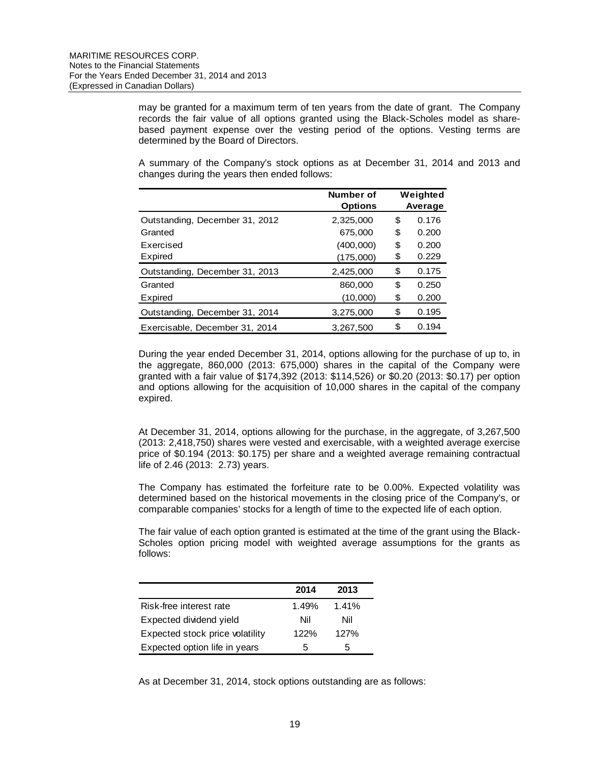may be granted for a maximum term of ten years from the date of grant. The Company records the fair value of all options granted using the Black-Scholes model as share-based payment expense over the vesting period of the options. Vesting terms are determined by the Board of Directors.

A summary of the Company's stock options as at December 31, 2014 and 2013 and changes during the years then ended follows:

| | Number of Options | Weighted Average |
|---|---|---|
| Outstanding, December 31, 2012 | 2,325,000 | $ 0.176 |
| Granted | 675,000 | $ 0.200 |
| Exercised | (400,000) | $ 0.200 |
| Expired | (175,000) | $ 0.229 |
| Outstanding, December 31, 2013 | 2,425,000 | $ 0.175 |
| Granted | 860,000 | $ 0.250 |
| Expired | (10,000) | $ 0.200 |
| Outstanding, December 31, 2014 | 3,275,000 | $ 0.195 |
| Exercisable, December 31, 2014 | 3,267,500 | $ 0.194 |

During the year ended December 31, 2014, options allowing for the purchase of up to, in the aggregate, 860,000 (2013: 675,000) shares in the capital of the Company were granted with a fair value of $174,392 (2013: $114,526) or $0.20 (2013: $0.17) per option and options allowing for the acquisition of 10,000 shares in the capital of the company expired.

At December 31, 2014, options allowing for the purchase, in the aggregate, of 3,267,500 (2013: 2,418,750) shares were vested and exercisable, with a weighted average exercise price of $0.194 (2013: $0.175) per share and a weighted average remaining contractual life of 2.46 (2013: 2.73) years.

The Company has estimated the forfeiture rate to be 0.00%. Expected volatility was determined based on the historical movements in the closing price of the Company's, or comparable companies' stocks for a length of time to the expected life of each option.

The fair value of each option granted is estimated at the time of the grant using the Black-Scholes option pricing model with weighted average assumptions for the grants as follows:

| | 2014 | 2013 |
|---|---|---|
| Risk-free interest rate | 1.49% | 1.41% |
| Expected dividend yield | Nil | Nil |
| Expected stock price volatility | 122% | 127% |
| Expected option life in years | 5 | 5 |

As at December 31, 2014, stock options outstanding are as follows: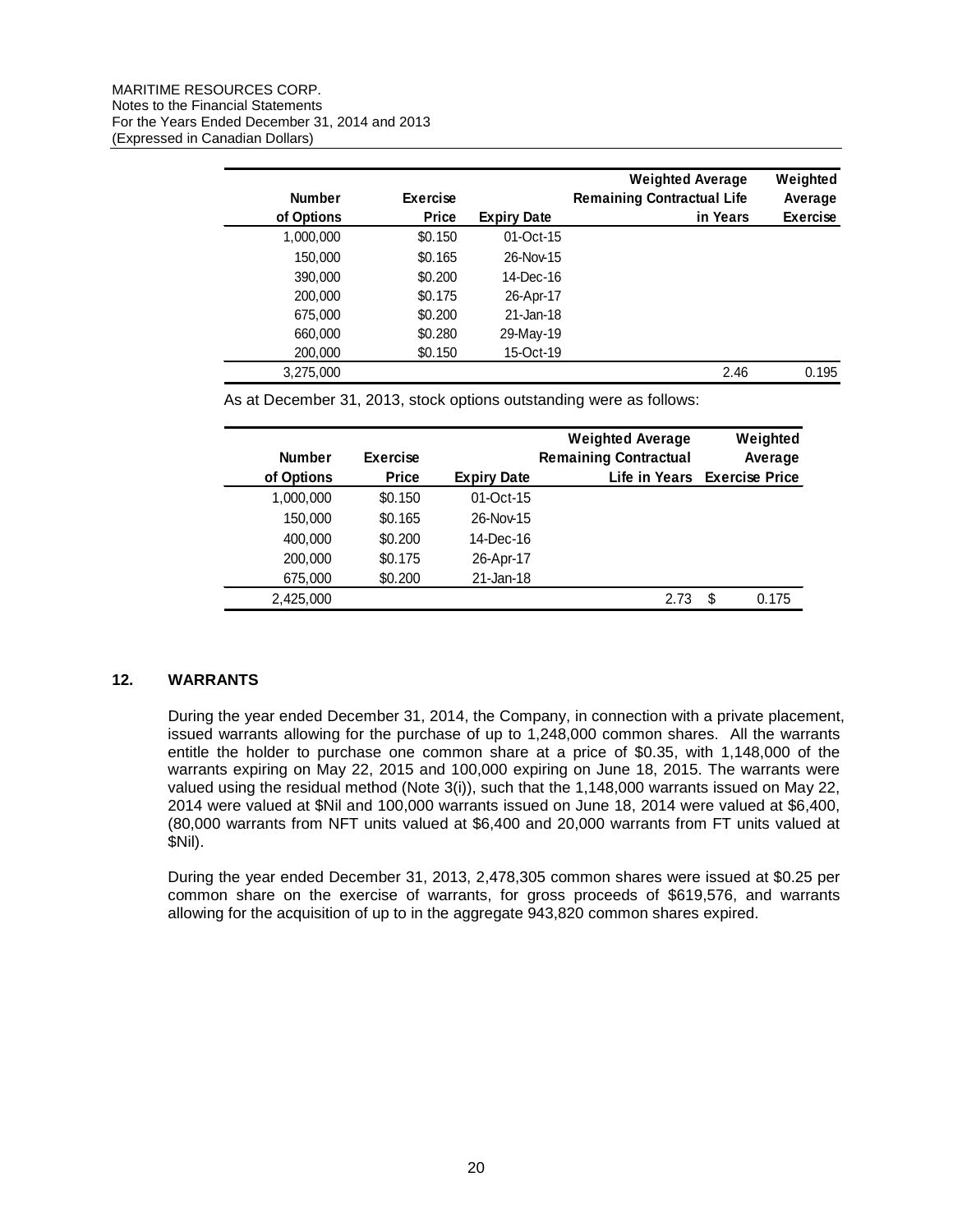| Number of Options | Exercise Price | Expiry Date | Weighted Average Remaining Contractual Life in Years | Weighted Average Exercise |
|---|---|---|---|---|
| 1,000,000 | $0.150 | 01-Oct-15 | | |
| 150,000 | $0.165 | 26-Nov-15 | | |
| 390,000 | $0.200 | 14-Dec-16 | | |
| 200,000 | $0.175 | 26-Apr-17 | | |
| 675,000 | $0.200 | 21-Jan-18 | | |
| 660,000 | $0.280 | 29-May-19 | | |
| 200,000 | $0.150 | 15-Oct-19 | | |
| 3,275,000 | | | 2.46 | 0.195 |

As at December 31, 2013, stock options outstanding were as follows:

| Number of Options | Exercise Price | Expiry Date | Weighted Average Remaining Contractual Life in Years | Weighted Average Exercise Price |
|---|---|---|---|---|
| 1,000,000 | $0.150 | 01-Oct-15 | | |
| 150,000 | $0.165 | 26-Nov-15 | | |
| 400,000 | $0.200 | 14-Dec-16 | | |
| 200,000 | $0.175 | 26-Apr-17 | | |
| 675,000 | $0.200 | 21-Jan-18 | | |
| 2,425,000 | | | 2.73 | $ 0.175 |

## 12. WARRANTS

During the year ended December 31, 2014, the Company, in connection with a private placement, issued warrants allowing for the purchase of up to 1,248,000 common shares. All the warrants entitle the holder to purchase one common share at a price of $0.35, with 1,148,000 of the warrants expiring on May 22, 2015 and 100,000 expiring on June 18, 2015. The warrants were valued using the residual method (Note 3(i)), such that the 1,148,000 warrants issued on May 22, 2014 were valued at $Nil and 100,000 warrants issued on June 18, 2014 were valued at $6,400, (80,000 warrants from NFT units valued at $6,400 and 20,000 warrants from FT units valued at $Nil).

During the year ended December 31, 2013, 2,478,305 common shares were issued at $0.25 per common share on the exercise of warrants, for gross proceeds of $619,576, and warrants allowing for the acquisition of up to in the aggregate 943,820 common shares expired.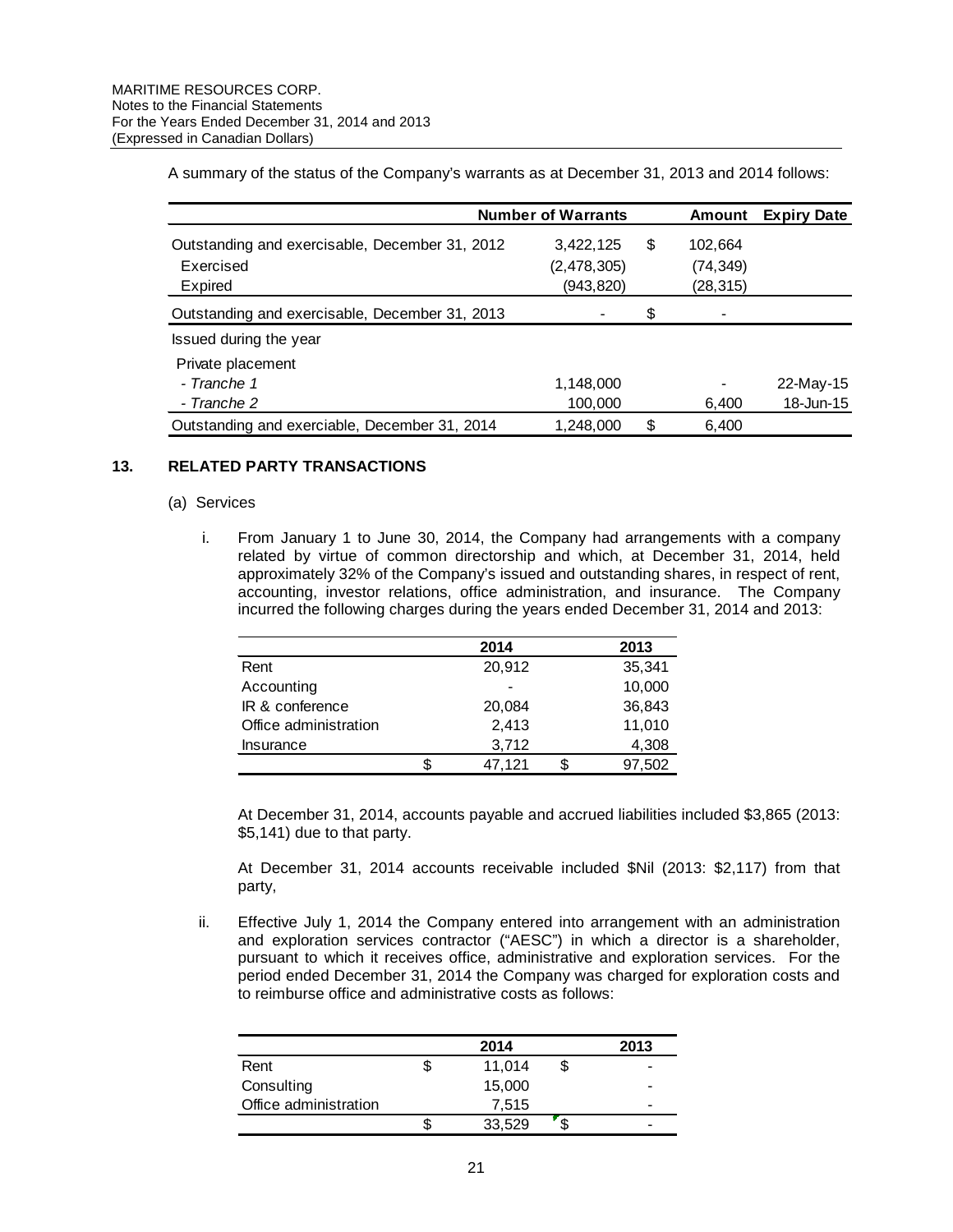A summary of the status of the Company's warrants as at December 31, 2013 and 2014 follows:

| | Number of Warrants | | Amount | Expiry Date |
|---|---|---|---|---|
| Outstanding and exercisable, December 31, 2012 | 3,422,125 | $ | 102,664 | |
| Exercised | (2,478,305) | | (74,349) | |
| Expired | (943,820) | | (28,315) | |
| Outstanding and exercisable, December 31, 2013 | - | $ | - | |
| Issued during the year | | | | |
| Private placement | | | | |
| *- Tranche 1* | 1,148,000 | | - | 22-May-15 |
| *- Tranche 2* | 100,000 | | 6,400 | 18-Jun-15 |
| Outstanding and exerciable, December 31, 2014 | 1,248,000 | $ | 6,400 | |

## 13. RELATED PARTY TRANSACTIONS

(a) Services

i. From January 1 to June 30, 2014, the Company had arrangements with a company related by virtue of common directorship and which, at December 31, 2014, held approximately 32% of the Company's issued and outstanding shares, in respect of rent, accounting, investor relations, office administration, and insurance. The Company incurred the following charges during the years ended December 31, 2014 and 2013:

| | | 2014 | | 2013 |
|---|---|---|---|---|
| Rent | | 20,912 | | 35,341 |
| Accounting | | - | | 10,000 |
| IR & conference | | 20,084 | | 36,843 |
| Office administration | | 2,413 | | 11,010 |
| Insurance | | 3,712 | | 4,308 |
| | $ | 47,121 | $ | 97,502 |

At December 31, 2014, accounts payable and accrued liabilities included $3,865 (2013: $5,141) due to that party.

At December 31, 2014 accounts receivable included $Nil (2013: $2,117) from that party,

ii. Effective July 1, 2014 the Company entered into arrangement with an administration and exploration services contractor ("AESC") in which a director is a shareholder, pursuant to which it receives office, administrative and exploration services. For the period ended December 31, 2014 the Company was charged for exploration costs and to reimburse office and administrative costs as follows:

| | | 2014 | | 2013 |
|---|---|---|---|---|
| Rent | $ | 11,014 | $ | - |
| Consulting | | 15,000 | | - |
| Office administration | | 7,515 | | - |
| | $ | 33,529 | $ | - |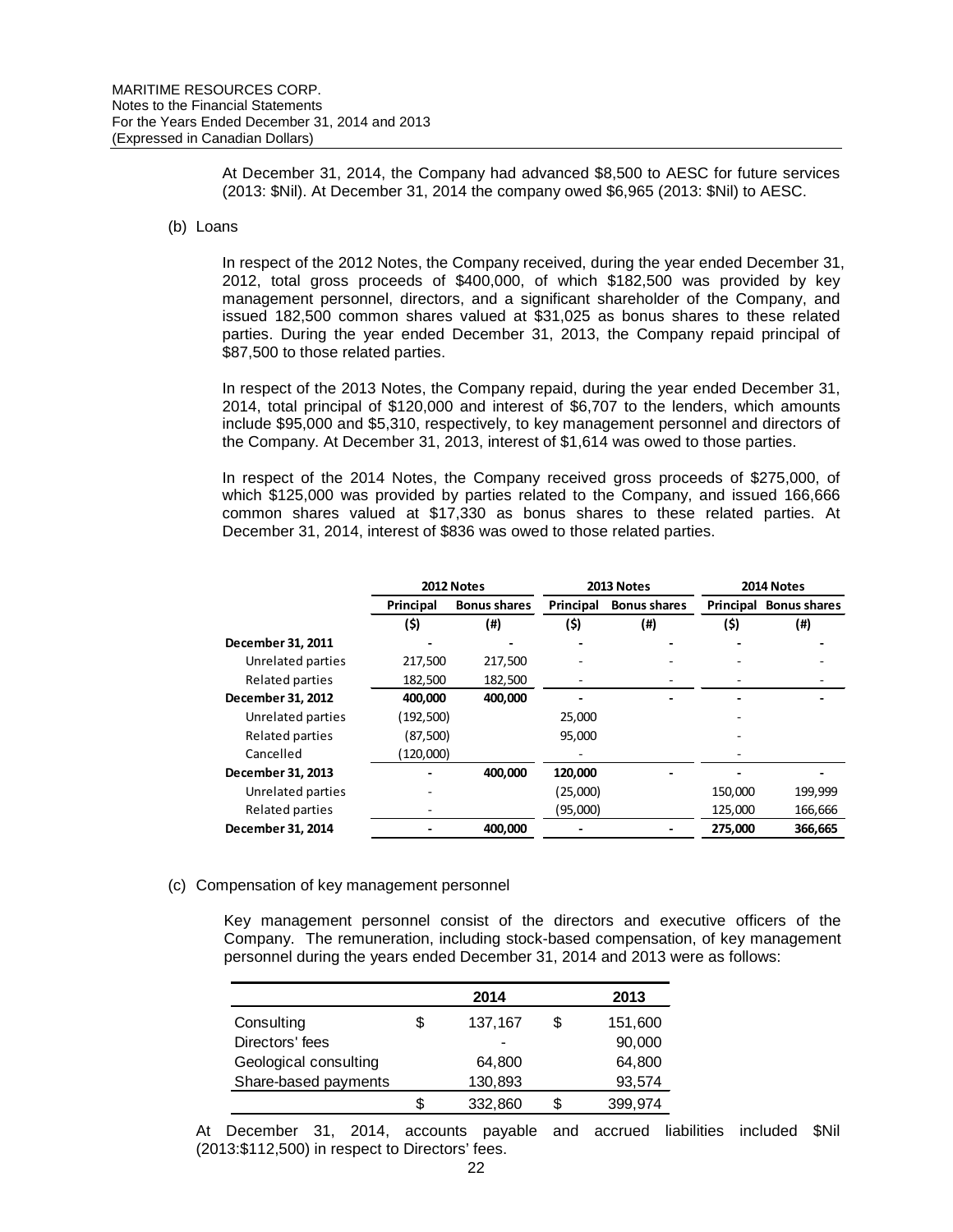At December 31, 2014, the Company had advanced $8,500 to AESC for future services (2013: $Nil). At December 31, 2014 the company owed $6,965 (2013: $Nil) to AESC.

(b) Loans

In respect of the 2012 Notes, the Company received, during the year ended December 31, 2012, total gross proceeds of $400,000, of which $182,500 was provided by key management personnel, directors, and a significant shareholder of the Company, and issued 182,500 common shares valued at $31,025 as bonus shares to these related parties. During the year ended December 31, 2013, the Company repaid principal of $87,500 to those related parties.

In respect of the 2013 Notes, the Company repaid, during the year ended December 31, 2014, total principal of $120,000 and interest of $6,707 to the lenders, which amounts include $95,000 and $5,310, respectively, to key management personnel and directors of the Company. At December 31, 2013, interest of $1,614 was owed to those parties.

In respect of the 2014 Notes, the Company received gross proceeds of $275,000, of which $125,000 was provided by parties related to the Company, and issued 166,666 common shares valued at $17,330 as bonus shares to these related parties. At December 31, 2014, interest of $836 was owed to those related parties.

| | 2012 Notes | | 2013 Notes | | 2014 Notes | |
|---|---|---|---|---|---|---|
| | Principal | Bonus shares | Principal | Bonus shares | Principal | Bonus shares |
| | ($) | (#) | ($) | (#) | ($) | (#) |
| **December 31, 2011** | - | - | - | - | - | - |
| Unrelated parties | 217,500 | 217,500 | - | - | - | - |
| Related parties | 182,500 | 182,500 | - | - | - | - |
| **December 31, 2012** | **400,000** | **400,000** | - | - | - | - |
| Unrelated parties | (192,500) | | 25,000 | | - | |
| Related parties | (87,500) | | 95,000 | | - | |
| Cancelled | (120,000) | | - | | - | |
| **December 31, 2013** | - | **400,000** | **120,000** | - | - | - |
| Unrelated parties | - | | (25,000) | | 150,000 | 199,999 |
| Related parties | - | | (95,000) | | 125,000 | 166,666 |
| **December 31, 2014** | - | **400,000** | - | - | **275,000** | **366,665** |

(c) Compensation of key management personnel

Key management personnel consist of the directors and executive officers of the Company. The remuneration, including stock-based compensation, of key management personnel during the years ended December 31, 2014 and 2013 were as follows:

| | 2014 | 2013 |
|---|---|---|
| Consulting | $ 137,167 | $ 151,600 |
| Directors' fees | - | 90,000 |
| Geological consulting | 64,800 | 64,800 |
| Share-based payments | 130,893 | 93,574 |
| | $ 332,860 | $ 399,974 |

At December 31, 2014, accounts payable and accrued liabilities included $Nil (2013:$112,500) in respect to Directors' fees.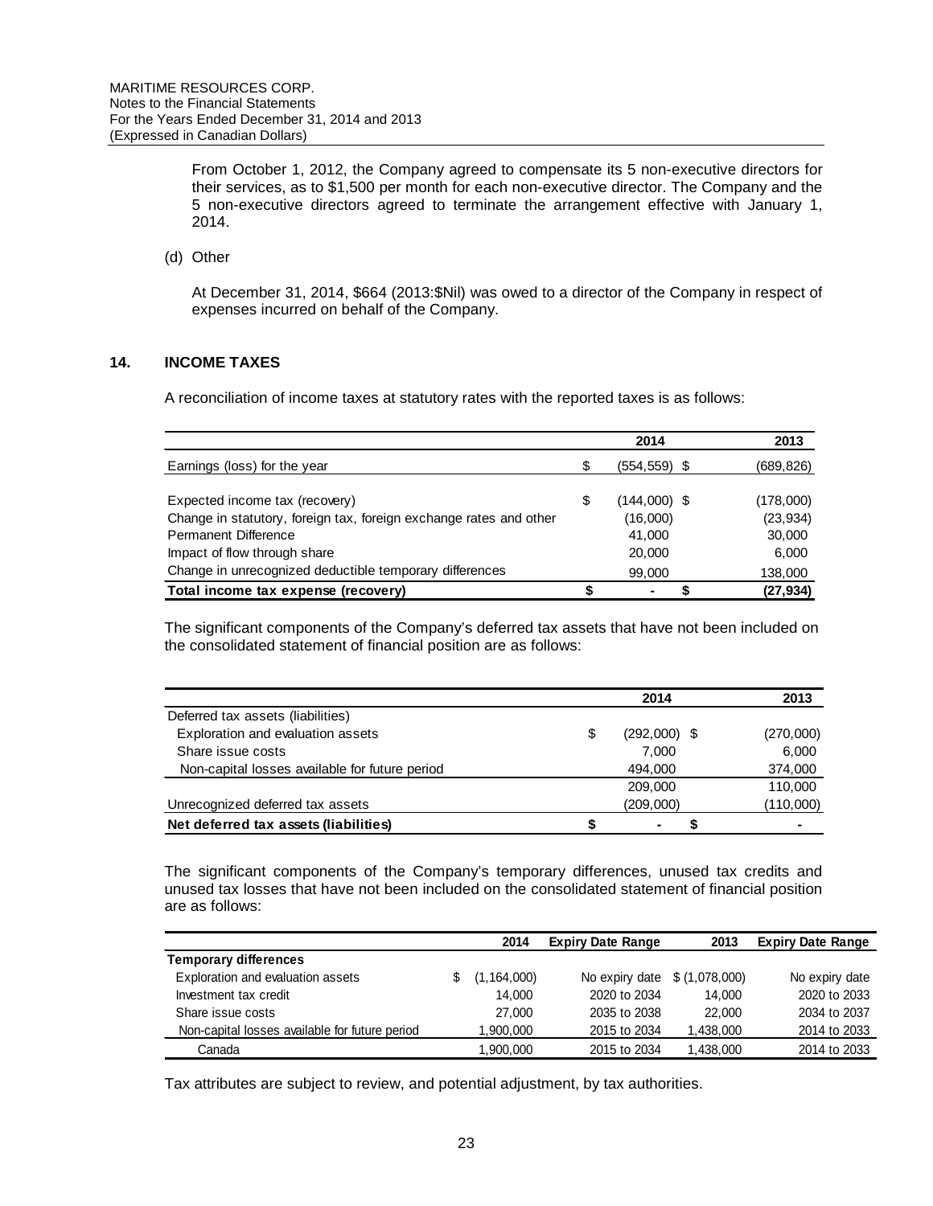From October 1, 2012, the Company agreed to compensate its 5 non-executive directors for their services, as to $1,500 per month for each non-executive director. The Company and the 5 non-executive directors agreed to terminate the arrangement effective with January 1, 2014.

(d) Other

At December 31, 2014, $664 (2013:$Nil) was owed to a director of the Company in respect of expenses incurred on behalf of the Company.

## 14. INCOME TAXES

A reconciliation of income taxes at statutory rates with the reported taxes is as follows:

| | 2014 | 2013 |
|---|---|---|
| Earnings (loss) for the year | $ (554,559) | $ (689,826) |
| Expected income tax (recovery) | $ (144,000) | $ (178,000) |
| Change in statutory, foreign tax, foreign exchange rates and other | (16,000) | (23,934) |
| Permanent Difference | 41,000 | 30,000 |
| Impact of flow through share | 20,000 | 6,000 |
| Change in unrecognized deductible temporary differences | 99,000 | 138,000 |
| **Total income tax expense (recovery)** | **$ -** | **$ (27,934)** |

The significant components of the Company's deferred tax assets that have not been included on the consolidated statement of financial position are as follows:

| | 2014 | 2013 |
|---|---|---|
| Deferred tax assets (liabilities) | | |
| Exploration and evaluation assets | $ (292,000) | $ (270,000) |
| Share issue costs | 7,000 | 6,000 |
| Non-capital losses available for future period | 494,000 | 374,000 |
| | 209,000 | 110,000 |
| Unrecognized deferred tax assets | (209,000) | (110,000) |
| **Net deferred tax assets (liabilities)** | **$ -** | **$ -** |

The significant components of the Company's temporary differences, unused tax credits and unused tax losses that have not been included on the consolidated statement of financial position are as follows:

| | 2014 | Expiry Date Range | 2013 | Expiry Date Range |
|---|---|---|---|---|
| **Temporary differences** | | | | |
| Exploration and evaluation assets | $ (1,164,000) | No expiry date | $ (1,078,000) | No expiry date |
| Investment tax credit | 14,000 | 2020 to 2034 | 14,000 | 2020 to 2033 |
| Share issue costs | 27,000 | 2035 to 2038 | 22,000 | 2034 to 2037 |
| Non-capital losses available for future period | 1,900,000 | 2015 to 2034 | 1,438,000 | 2014 to 2033 |
| Canada | 1,900,000 | 2015 to 2034 | 1,438,000 | 2014 to 2033 |

Tax attributes are subject to review, and potential adjustment, by tax authorities.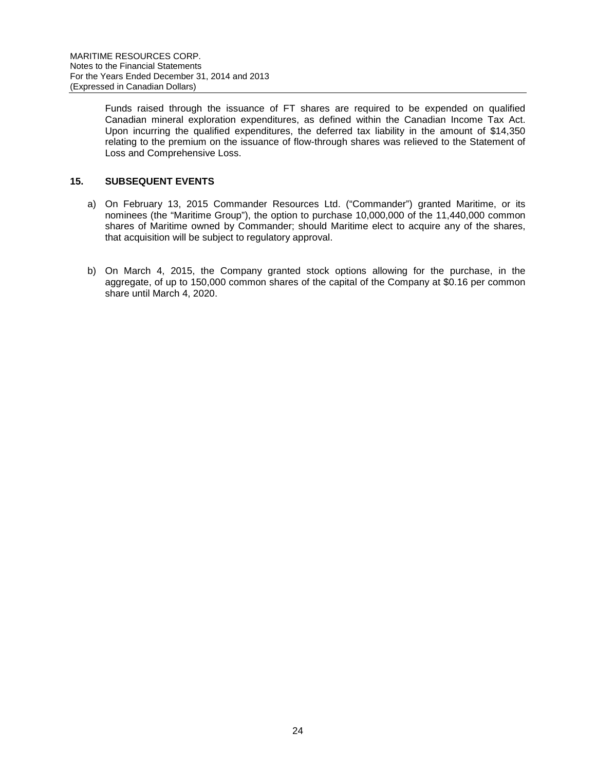Funds raised through the issuance of FT shares are required to be expended on qualified Canadian mineral exploration expenditures, as defined within the Canadian Income Tax Act. Upon incurring the qualified expenditures, the deferred tax liability in the amount of $14,350 relating to the premium on the issuance of flow-through shares was relieved to the Statement of Loss and Comprehensive Loss.

## 15. SUBSEQUENT EVENTS

a) On February 13, 2015 Commander Resources Ltd. ("Commander") granted Maritime, or its nominees (the "Maritime Group"), the option to purchase 10,000,000 of the 11,440,000 common shares of Maritime owned by Commander; should Maritime elect to acquire any of the shares, that acquisition will be subject to regulatory approval.

b) On March 4, 2015, the Company granted stock options allowing for the purchase, in the aggregate, of up to 150,000 common shares of the capital of the Company at $0.16 per common share until March 4, 2020.